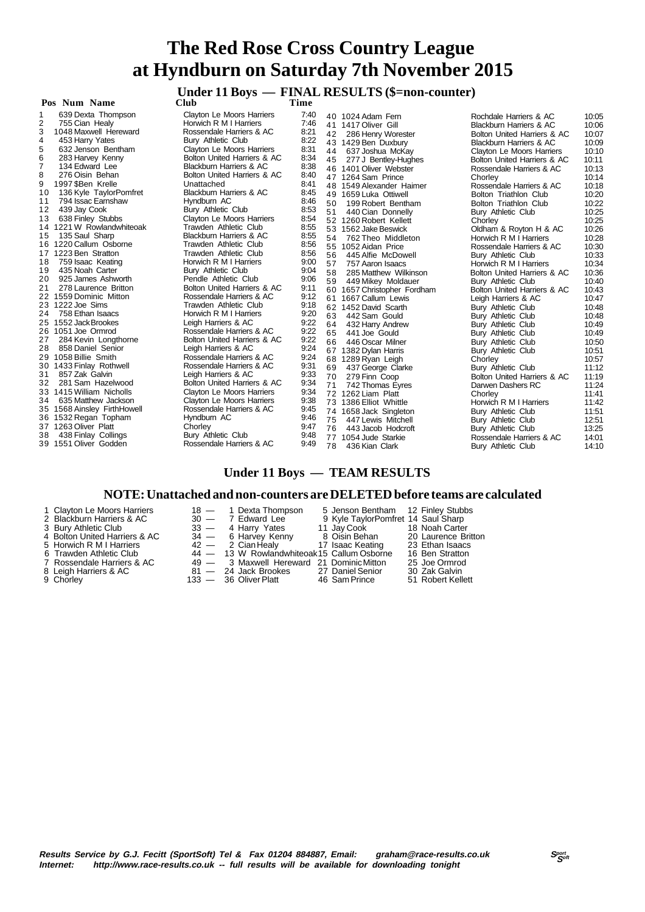# The Red Rose Cross Country League
# at Hyndburn on Saturday 7th November 2015

## Under 11 Boys — FINAL RESULTS ($=non-counter)

| Pos | Num | Name | Club | Time |
|---|---|---|---|---|
| 1 | 639 | Dexta Thompson | Clayton Le Moors Harriers | 7:40 |
| 2 | 755 | Cian Healy | Horwich R M I Harriers | 7:46 |
| 3 | 1048 | Maxwell Hereward | Rossendale Harriers & AC | 8:21 |
| 4 | 453 | Harry Yates | Bury Athletic Club | 8:22 |
| 5 | 632 | Jenson Bentham | Clayton Le Moors Harriers | 8:31 |
| 6 | 283 | Harvey Kenny | Bolton United Harriers & AC | 8:34 |
| 7 | 134 | Edward Lee | Blackburn Harriers & AC | 8:38 |
| 8 | 276 | Oisin Behan | Bolton United Harriers & AC | 8:40 |
| 9 | 1997 | $Ben Krelle | Unattached | 8:41 |
| 10 | 136 | Kyle TaylorPomfret | Blackburn Harriers & AC | 8:45 |
| 11 | 794 | Issac Earnshaw | Hyndburn AC | 8:46 |
| 12 | 439 | Jay Cook | Bury Athletic Club | 8:53 |
| 13 | 638 | Finley Stubbs | Clayton Le Moors Harriers | 8:54 |
| 14 | 1221 | W Rowlandwhiteoak | Trawden Athletic Club | 8:55 |
| 15 | 135 | Saul Sharp | Blackburn Harriers & AC | 8:55 |
| 16 | 1220 | Callum Osborne | Trawden Athletic Club | 8:56 |
| 17 | 1223 | Ben Stratton | Trawden Athletic Club | 8:56 |
| 18 | 759 | Isaac Keating | Horwich R M I Harriers | 9:00 |
| 19 | 435 | Noah Carter | Bury Athletic Club | 9:04 |
| 20 | 925 | James Ashworth | Pendle Athletic Club | 9:06 |
| 21 | 278 | Laurence Britton | Bolton United Harriers & AC | 9:11 |
| 22 | 1559 | Dominic Mitton | Rossendale Harriers & AC | 9:12 |
| 23 | 1222 | Joe Sims | Trawden Athletic Club | 9:18 |
| 24 | 758 | Ethan Isaacs | Horwich R M I Harriers | 9:20 |
| 25 | 1552 | Jack Brookes | Leigh Harriers & AC | 9:22 |
| 26 | 1051 | Joe Ormrod | Rossendale Harriers & AC | 9:22 |
| 27 | 284 | Kevin Longthorne | Bolton United Harriers & AC | 9:22 |
| 28 | 858 | Daniel Senior | Leigh Harriers & AC | 9:24 |
| 29 | 1058 | Billie Smith | Rossendale Harriers & AC | 9:24 |
| 30 | 1433 | Finlay Rothwell | Rossendale Harriers & AC | 9:31 |
| 31 | 857 | Zak Galvin | Leigh Harriers & AC | 9:33 |
| 32 | 281 | Sam Hazelwood | Bolton United Harriers & AC | 9:34 |
| 33 | 1415 | William Nicholls | Clayton Le Moors Harriers | 9:34 |
| 34 | 635 | Matthew Jackson | Clayton Le Moors Harriers | 9:38 |
| 35 | 1568 | Ainsley FirthHowell | Rossendale Harriers & AC | 9:45 |
| 36 | 1532 | Regan Topham | Hyndburn AC | 9:46 |
| 37 | 1263 | Oliver Platt | Chorley | 9:47 |
| 38 | 438 | Finlay Collings | Bury Athletic Club | 9:48 |
| 39 | 1551 | Oliver Godden | Rossendale Harriers & AC | 9:49 |
| 40 | 1024 | Adam Fern | Rochdale Harriers & AC | 10:05 |
| 41 | 1417 | Oliver Gill | Blackburn Harriers & AC | 10:06 |
| 42 | 286 | Henry Worester | Bolton United Harriers & AC | 10:07 |
| 43 | 1429 | Ben Duxbury | Blackburn Harriers & AC | 10:09 |
| 44 | 637 | Joshua McKay | Clayton Le Moors Harriers | 10:10 |
| 45 | 277 | J Bentley-Hughes | Bolton United Harriers & AC | 10:11 |
| 46 | 1401 | Oliver Webster | Rossendale Harriers & AC | 10:13 |
| 47 | 1264 | Sam Prince | Chorley | 10:14 |
| 48 | 1549 | Alexander Haimer | Rossendale Harriers & AC | 10:18 |
| 49 | 1659 | Luka Ottiwell | Bolton Triathlon Club | 10:20 |
| 50 | 199 | Robert Bentham | Bolton Triathlon Club | 10:22 |
| 51 | 440 | Cian Donnelly | Bury Athletic Club | 10:25 |
| 52 | 1260 | Robert Kellett | Chorley | 10:25 |
| 53 | 1562 | Jake Beswick | Oldham & Royton H & AC | 10:26 |
| 54 | 762 | Theo Middleton | Horwich R M I Harriers | 10:28 |
| 55 | 1052 | Aidan Price | Rossendale Harriers & AC | 10:30 |
| 56 | 445 | Alfie McDowell | Bury Athletic Club | 10:33 |
| 57 | 757 | Aaron Isaacs | Horwich R M I Harriers | 10:34 |
| 58 | 285 | Matthew Wilkinson | Bolton United Harriers & AC | 10:36 |
| 59 | 449 | Mikey Moldauer | Bury Athletic Club | 10:40 |
| 60 | 1657 | Christopher Fordham | Bolton United Harriers & AC | 10:43 |
| 61 | 1667 | Callum Lewis | Leigh Harriers & AC | 10:47 |
| 62 | 1452 | David Scarth | Bury Athletic Club | 10:48 |
| 63 | 442 | Sam Gould | Bury Athletic Club | 10:48 |
| 64 | 432 | Harry Andrew | Bury Athletic Club | 10:49 |
| 65 | 441 | Joe Gould | Bury Athletic Club | 10:49 |
| 66 | 446 | Oscar Milner | Bury Athletic Club | 10:50 |
| 67 | 1382 | Dylan Harris | Bury Athletic Club | 10:51 |
| 68 | 1289 | Ryan Leigh | Chorley | 10:57 |
| 69 | 437 | George Clarke | Bury Athletic Club | 11:12 |
| 70 | 279 | Finn Coop | Bolton United Harriers & AC | 11:19 |
| 71 | 742 | Thomas Eyres | Darwen Dashers RC | 11:24 |
| 72 | 1262 | Liam Platt | Chorley | 11:41 |
| 73 | 1386 | Elliot Whittle | Horwich R M I Harriers | 11:42 |
| 74 | 1658 | Jack Singleton | Bury Athletic Club | 11:51 |
| 75 | 447 | Lewis Mitchell | Bury Athletic Club | 12:51 |
| 76 | 443 | Jacob Hodcroft | Bury Athletic Club | 13:25 |
| 77 | 1054 | Jude Starkie | Rossendale Harriers & AC | 14:01 |
| 78 | 436 | Kian Clark | Bury Athletic Club | 14:10 |

## Under 11 Boys — TEAM RESULTS

### NOTE: Unattached and non-counters are DELETED before teams are calculated

| Pos | Team | Points | 1st | 2nd | 3rd |
|---|---|---|---|---|---|
| 1 | Clayton Le Moors Harriers | 18 | 1 Dexta Thompson | 5 Jenson Bentham | 12 Finley Stubbs |
| 2 | Blackburn Harriers & AC | 30 | 7 Edward Lee | 9 Kyle TaylorPomfret | 14 Saul Sharp |
| 3 | Bury Athletic Club | 33 | 4 Harry Yates | 11 Jay Cook | 18 Noah Carter |
| 4 | Bolton United Harriers & AC | 34 | 6 Harvey Kenny | 8 Oisin Behan | 20 Laurence Britton |
| 5 | Horwich R M I Harriers | 42 | 2 Cian Healy | 17 Isaac Keating | 23 Ethan Isaacs |
| 6 | Trawden Athletic Club | 44 | 13 W Rowlandwhiteoak | 15 Callum Osborne | 16 Ben Stratton |
| 7 | Rossendale Harriers & AC | 49 | 3 Maxwell Hereward | 21 Dominic Mitton | 25 Joe Ormrod |
| 8 | Leigh Harriers & AC | 81 | 24 Jack Brookes | 27 Daniel Senior | 30 Zak Galvin |
| 9 | Chorley | 133 | 36 Oliver Platt | 46 Sam Prince | 51 Robert Kellett |

***Results Service by G.J. Fecitt (SportSoft) Tel & Fax 01204 884887, Email: graham@race-results.co.uk***
***Internet: http://www.race-results.co.uk -- full results will be available for downloading tonight***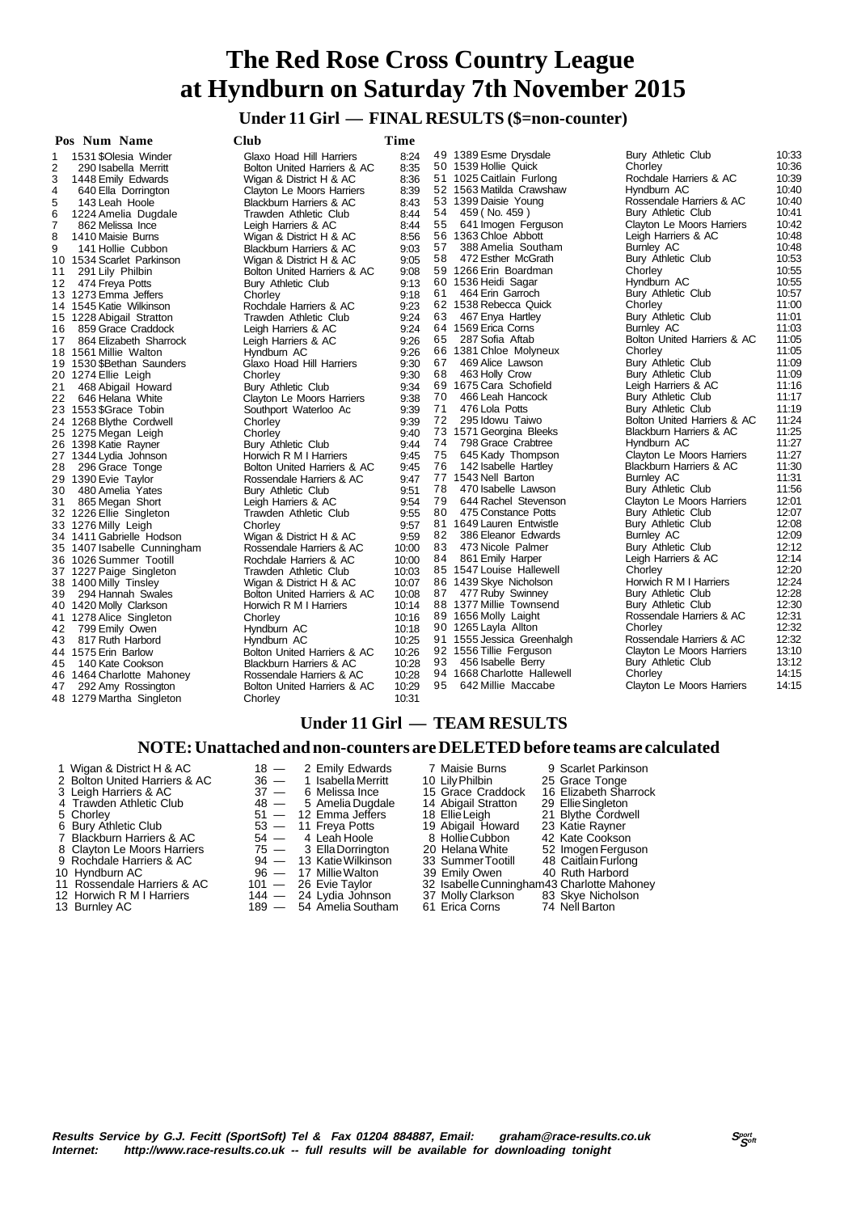# The Red Rose Cross Country League at Hyndburn on Saturday 7th November 2015

## Under 11 Girl — FINAL RESULTS ($=non-counter)

| Pos | Num | Name | Club | Time |
|---|---|---|---|---|
| 1 | 1531 | $Olesia Winder | Glaxo Hoad Hill Harriers | 8:24 |
| 2 | 290 | Isabella Merritt | Bolton United Harriers & AC | 8:35 |
| 3 | 1448 | Emily Edwards | Wigan & District H & AC | 8:36 |
| 4 | 640 | Ella Dorrington | Clayton Le Moors Harriers | 8:39 |
| 5 | 143 | Leah Hoole | Blackburn Harriers & AC | 8:43 |
| 6 | 1224 | Amelia Dugdale | Trawden Athletic Club | 8:44 |
| 7 | 862 | Melissa Ince | Leigh Harriers & AC | 8:44 |
| 8 | 1410 | Maisie Burns | Wigan & District H & AC | 8:56 |
| 9 | 141 | Hollie Cubbon | Blackburn Harriers & AC | 9:03 |
| 10 | 1534 | Scarlet Parkinson | Wigan & District H & AC | 9:05 |
| 11 | 291 | Lily Philbin | Bolton United Harriers & AC | 9:08 |
| 12 | 474 | Freya Potts | Bury Athletic Club | 9:13 |
| 13 | 1273 | Emma Jeffers | Chorley | 9:18 |
| 14 | 1545 | Katie Wilkinson | Rochdale Harriers & AC | 9:23 |
| 15 | 1228 | Abigail Stratton | Trawden Athletic Club | 9:24 |
| 16 | 859 | Grace Craddock | Leigh Harriers & AC | 9:24 |
| 17 | 864 | Elizabeth Sharrock | Leigh Harriers & AC | 9:26 |
| 18 | 1561 | Millie Walton | Hyndburn AC | 9:26 |
| 19 | 1530 | $Bethan Saunders | Glaxo Hoad Hill Harriers | 9:30 |
| 20 | 1274 | Ellie Leigh | Chorley | 9:30 |
| 21 | 468 | Abigail Howard | Bury Athletic Club | 9:34 |
| 22 | 646 | Helana White | Clayton Le Moors Harriers | 9:38 |
| 23 | 1553 | $Grace Tobin | Southport Waterloo Ac | 9:39 |
| 24 | 1268 | Blythe Cordwell | Chorley | 9:39 |
| 25 | 1275 | Megan Leigh | Chorley | 9:40 |
| 26 | 1398 | Katie Rayner | Bury Athletic Club | 9:44 |
| 27 | 1344 | Lydia Johnson | Horwich R M I Harriers | 9:45 |
| 28 | 296 | Grace Tonge | Bolton United Harriers & AC | 9:45 |
| 29 | 1390 | Evie Taylor | Rossendale Harriers & AC | 9:47 |
| 30 | 480 | Amelia Yates | Bury Athletic Club | 9:51 |
| 31 | 865 | Megan Short | Leigh Harriers & AC | 9:54 |
| 32 | 1226 | Ellie Singleton | Trawden Athletic Club | 9:55 |
| 33 | 1276 | Milly Leigh | Chorley | 9:57 |
| 34 | 1411 | Gabrielle Hodson | Wigan & District H & AC | 9:59 |
| 35 | 1407 | Isabelle Cunningham | Rossendale Harriers & AC | 10:00 |
| 36 | 1026 | Summer Tootill | Rochdale Harriers & AC | 10:00 |
| 37 | 1227 | Paige Singleton | Trawden Athletic Club | 10:03 |
| 38 | 1400 | Milly Tinsley | Wigan & District H & AC | 10:07 |
| 39 | 294 | Hannah Swales | Bolton United Harriers & AC | 10:08 |
| 40 | 1420 | Molly Clarkson | Horwich R M I Harriers | 10:14 |
| 41 | 1278 | Alice Singleton | Chorley | 10:16 |
| 42 | 799 | Emily Owen | Hyndburn AC | 10:18 |
| 43 | 817 | Ruth Harbord | Hyndburn AC | 10:25 |
| 44 | 1575 | Erin Barlow | Bolton United Harriers & AC | 10:26 |
| 45 | 140 | Kate Cookson | Blackburn Harriers & AC | 10:28 |
| 46 | 1464 | Charlotte Mahoney | Rossendale Harriers & AC | 10:28 |
| 47 | 292 | Amy Rossington | Bolton United Harriers & AC | 10:29 |
| 48 | 1279 | Martha Singleton | Chorley | 10:31 |
| 49 | 1389 | Esme Drysdale | Bury Athletic Club | 10:33 |
| 50 | 1539 | Hollie Quick | Chorley | 10:36 |
| 51 | 1025 | Caitlain Furlong | Rochdale Harriers & AC | 10:39 |
| 52 | 1563 | Matilda Crawshaw | Hyndburn AC | 10:40 |
| 53 | 1399 | Daisie Young | Rossendale Harriers & AC | 10:40 |
| 54 | 459 | ( No. 459 ) | Bury Athletic Club | 10:41 |
| 55 | 641 | Imogen Ferguson | Clayton Le Moors Harriers | 10:42 |
| 56 | 1363 | Chloe Abbott | Leigh Harriers & AC | 10:48 |
| 57 | 388 | Amelia Southam | Burnley AC | 10:48 |
| 58 | 472 | Esther McGrath | Bury Athletic Club | 10:53 |
| 59 | 1266 | Erin Boardman | Chorley | 10:55 |
| 60 | 1536 | Heidi Sagar | Hyndburn AC | 10:55 |
| 61 | 464 | Erin Garroch | Bury Athletic Club | 10:57 |
| 62 | 1538 | Rebecca Quick | Chorley | 11:00 |
| 63 | 467 | Enya Hartley | Bury Athletic Club | 11:01 |
| 64 | 1569 | Erica Corns | Burnley AC | 11:03 |
| 65 | 287 | Sofia Aftab | Bolton United Harriers & AC | 11:05 |
| 66 | 1381 | Chloe Molyneux | Chorley | 11:05 |
| 67 | 469 | Alice Lawson | Bury Athletic Club | 11:09 |
| 68 | 463 | Holly Crow | Bury Athletic Club | 11:09 |
| 69 | 1675 | Cara Schofield | Leigh Harriers & AC | 11:16 |
| 70 | 466 | Leah Hancock | Bury Athletic Club | 11:17 |
| 71 | 476 | Lola Potts | Bury Athletic Club | 11:19 |
| 72 | 295 | Idowu Taiwo | Bolton United Harriers & AC | 11:24 |
| 73 | 1571 | Georgina Bleeks | Blackburn Harriers & AC | 11:25 |
| 74 | 798 | Grace Crabtree | Hyndburn AC | 11:27 |
| 75 | 645 | Kady Thompson | Clayton Le Moors Harriers | 11:27 |
| 76 | 142 | Isabelle Hartley | Blackburn Harriers & AC | 11:30 |
| 77 | 1543 | Nell Barton | Burnley AC | 11:31 |
| 78 | 470 | Isabelle Lawson | Bury Athletic Club | 11:56 |
| 79 | 644 | Rachel Stevenson | Clayton Le Moors Harriers | 12:01 |
| 80 | 475 | Constance Potts | Bury Athletic Club | 12:07 |
| 81 | 1649 | Lauren Entwistle | Bury Athletic Club | 12:08 |
| 82 | 386 | Eleanor Edwards | Burnley AC | 12:09 |
| 83 | 473 | Nicole Palmer | Bury Athletic Club | 12:12 |
| 84 | 861 | Emily Harper | Leigh Harriers & AC | 12:14 |
| 85 | 1547 | Louise Hallewell | Chorley | 12:20 |
| 86 | 1439 | Skye Nicholson | Horwich R M I Harriers | 12:24 |
| 87 | 477 | Ruby Swinney | Bury Athletic Club | 12:28 |
| 88 | 1377 | Millie Townsend | Bury Athletic Club | 12:30 |
| 89 | 1656 | Molly Laight | Rossendale Harriers & AC | 12:31 |
| 90 | 1265 | Layla Allton | Chorley | 12:32 |
| 91 | 1555 | Jessica Greenhalgh | Rossendale Harriers & AC | 12:32 |
| 92 | 1556 | Tillie Ferguson | Clayton Le Moors Harriers | 13:10 |
| 93 | 456 | Isabelle Berry | Bury Athletic Club | 13:12 |
| 94 | 1668 | Charlotte Hallewell | Chorley | 14:15 |
| 95 | 642 | Millie Maccabe | Clayton Le Moors Harriers | 14:15 |

## Under 11 Girl — TEAM RESULTS

### NOTE: Unattached and non-counters are DELETED before teams are calculated

| Pos | Team | Points | 1st | 2nd | 3rd |
|---|---|---|---|---|---|
| 1 | Wigan & District H & AC | 18 | 2 Emily Edwards | 7 Maisie Burns | 9 Scarlet Parkinson |
| 2 | Bolton United Harriers & AC | 36 | 1 Isabella Merritt | 10 Lily Philbin | 25 Grace Tonge |
| 3 | Leigh Harriers & AC | 37 | 6 Melissa Ince | 15 Grace Craddock | 16 Elizabeth Sharrock |
| 4 | Trawden Athletic Club | 48 | 5 Amelia Dugdale | 14 Abigail Stratton | 29 Ellie Singleton |
| 5 | Chorley | 51 | 12 Emma Jeffers | 18 Ellie Leigh | 21 Blythe Cordwell |
| 6 | Bury Athletic Club | 53 | 11 Freya Potts | 19 Abigail Howard | 23 Katie Rayner |
| 7 | Blackburn Harriers & AC | 54 | 4 Leah Hoole | 8 Hollie Cubbon | 42 Kate Cookson |
| 8 | Clayton Le Moors Harriers | 75 | 3 Ella Dorrington | 20 Helana White | 52 Imogen Ferguson |
| 9 | Rochdale Harriers & AC | 94 | 13 Katie Wilkinson | 33 Summer Tootill | 48 Caitlain Furlong |
| 10 | Hyndburn AC | 96 | 17 Millie Walton | 39 Emily Owen | 40 Ruth Harbord |
| 11 | Rossendale Harriers & AC | 101 | 26 Evie Taylor | 32 Isabelle Cunningham | 43 Charlotte Mahoney |
| 12 | Horwich R M I Harriers | 144 | 24 Lydia Johnson | 37 Molly Clarkson | 83 Skye Nicholson |
| 13 | Burnley AC | 189 | 54 Amelia Southam | 61 Erica Corns | 74 Nell Barton |

*Results Service by G.J. Fecitt (SportSoft) Tel & Fax 01204 884887, Email: graham@race-results.co.uk*
*Internet: http://www.race-results.co.uk -- full results will be available for downloading tonight*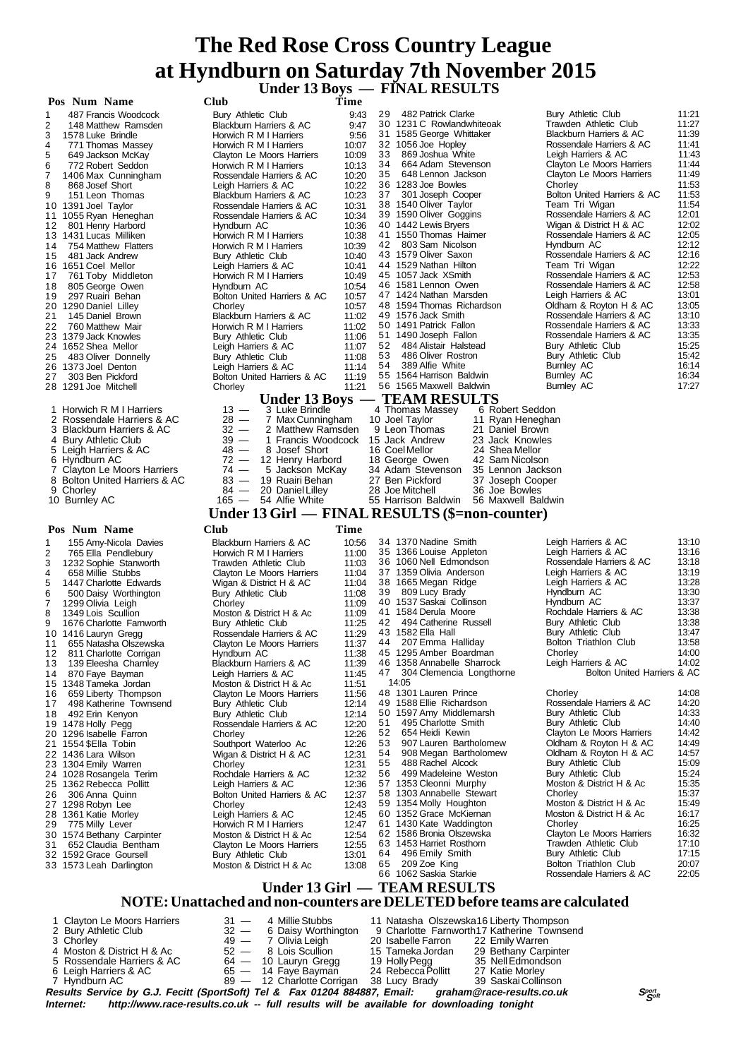# The Red Rose Cross Country League
# at Hyndburn on Saturday 7th November 2015

## Under 13 Boys — FINAL RESULTS

| Pos | Num | Name | Club | Time |
|---|---|---|---|---|
| 1 | 487 | Francis Woodcock | Bury Athletic Club | 9:43 |
| 2 | 148 | Matthew Ramsden | Blackburn Harriers & AC | 9:47 |
| 3 | 1578 | Luke Brindle | Horwich R M I Harriers | 9:56 |
| 4 | 771 | Thomas Massey | Horwich R M I Harriers | 10:07 |
| 5 | 649 | Jackson McKay | Clayton Le Moors Harriers | 10:09 |
| 6 | 772 | Robert Seddon | Horwich R M I Harriers | 10:13 |
| 7 | 1406 | Max Cunningham | Rossendale Harriers & AC | 10:20 |
| 8 | 868 | Josef Short | Leigh Harriers & AC | 10:22 |
| 9 | 151 | Leon Thomas | Blackburn Harriers & AC | 10:23 |
| 10 | 1391 | Joel Taylor | Rossendale Harriers & AC | 10:31 |
| 11 | 1055 | Ryan Heneghan | Rossendale Harriers & AC | 10:34 |
| 12 | 801 | Henry Harbord | Hyndburn AC | 10:36 |
| 13 | 1431 | Lucas Milliken | Horwich R M I Harriers | 10:38 |
| 14 | 754 | Matthew Flatters | Horwich R M I Harriers | 10:39 |
| 15 | 481 | Jack Andrew | Bury Athletic Club | 10:40 |
| 16 | 1651 | Coel Mellor | Leigh Harriers & AC | 10:41 |
| 17 | 761 | Toby Middleton | Horwich R M I Harriers | 10:49 |
| 18 | 805 | George Owen | Hyndburn AC | 10:54 |
| 19 | 297 | Ruairi Behan | Bolton United Harriers & AC | 10:57 |
| 20 | 1290 | Daniel Lilley | Chorley | 10:57 |
| 21 | 145 | Daniel Brown | Blackburn Harriers & AC | 11:02 |
| 22 | 760 | Matthew Mair | Horwich R M I Harriers | 11:02 |
| 23 | 1379 | Jack Knowles | Bury Athletic Club | 11:06 |
| 24 | 1652 | Shea Mellor | Leigh Harriers & AC | 11:07 |
| 25 | 483 | Oliver Donnelly | Bury Athletic Club | 11:08 |
| 26 | 1373 | Joel Denton | Leigh Harriers & AC | 11:14 |
| 27 | 303 | Ben Pickford | Bolton United Harriers & AC | 11:19 |
| 28 | 1291 | Joe Mitchell | Chorley | 11:21 |
| 29 | 482 | Patrick Clarke | Bury Athletic Club | 11:21 |
| 30 | 1231 | C Rowlandwhiteoak | Trawden Athletic Club | 11:27 |
| 31 | 1585 | George Whittaker | Blackburn Harriers & AC | 11:39 |
| 32 | 1056 | Joe Hopley | Rossendale Harriers & AC | 11:41 |
| 33 | 869 | Joshua White | Leigh Harriers & AC | 11:43 |
| 34 | 664 | Adam Stevenson | Clayton Le Moors Harriers | 11:44 |
| 35 | 648 | Lennon Jackson | Clayton Le Moors Harriers | 11:49 |
| 36 | 1283 | Joe Bowles | Chorley | 11:53 |
| 37 | 301 | Joseph Cooper | Bolton United Harriers & AC | 11:53 |
| 38 | 1540 | Oliver Taylor | Team Tri Wigan | 11:54 |
| 39 | 1590 | Oliver Goggins | Rossendale Harriers & AC | 12:01 |
| 40 | 1442 | Lewis Bryers | Wigan & District H & AC | 12:02 |
| 41 | 1550 | Thomas Haimer | Rossendale Harriers & AC | 12:05 |
| 42 | 803 | Sam Nicolson | Hyndburn AC | 12:12 |
| 43 | 1579 | Oliver Saxon | Rossendale Harriers & AC | 12:16 |
| 44 | 1529 | Nathan Hilton | Team Tri Wigan | 12:22 |
| 45 | 1057 | Jack XSmith | Rossendale Harriers & AC | 12:53 |
| 46 | 1581 | Lennon Owen | Rossendale Harriers & AC | 12:58 |
| 47 | 1424 | Nathan Marsden | Leigh Harriers & AC | 13:01 |
| 48 | 1594 | Thomas Richardson | Oldham & Royton H & AC | 13:05 |
| 49 | 1576 | Jack Smith | Rossendale Harriers & AC | 13:10 |
| 50 | 1491 | Patrick Fallon | Rossendale Harriers & AC | 13:33 |
| 51 | 1490 | Joseph Fallon | Rossendale Harriers & AC | 13:35 |
| 52 | 484 | Alistair Halstead | Bury Athletic Club | 15:25 |
| 53 | 486 | Oliver Rostron | Bury Athletic Club | 15:42 |
| 54 | 389 | Alfie White | Burnley AC | 16:14 |
| 55 | 1564 | Harrison Baldwin | Burnley AC | 16:34 |
| 56 | 1565 | Maxwell Baldwin | Burnley AC | 17:27 |

## Under 13 Boys — TEAM RESULTS

| Pos | Team | Points | 1st | 2nd | 3rd |
|---|---|---|---|---|---|
| 1 | Horwich R M I Harriers | 13 | 3 Luke Brindle | 4 Thomas Massey | 6 Robert Seddon |
| 2 | Rossendale Harriers & AC | 28 | 7 Max Cunningham | 10 Joel Taylor | 11 Ryan Heneghan |
| 3 | Blackburn Harriers & AC | 32 | 2 Matthew Ramsden | 9 Leon Thomas | 21 Daniel Brown |
| 4 | Bury Athletic Club | 39 | 1 Francis Woodcock | 15 Jack Andrew | 23 Jack Knowles |
| 5 | Leigh Harriers & AC | 48 | 8 Josef Short | 16 Coel Mellor | 24 Shea Mellor |
| 6 | Hyndburn AC | 72 | 12 Henry Harbord | 18 George Owen | 42 Sam Nicolson |
| 7 | Clayton Le Moors Harriers | 74 | 5 Jackson McKay | 34 Adam Stevenson | 35 Lennon Jackson |
| 8 | Bolton United Harriers & AC | 83 | 19 Ruairi Behan | 27 Ben Pickford | 37 Joseph Cooper |
| 9 | Chorley | 84 | 20 Daniel Lilley | 28 Joe Mitchell | 36 Joe Bowles |
| 10 | Burnley AC | 165 | 54 Alfie White | 55 Harrison Baldwin | 56 Maxwell Baldwin |

## Under 13 Girl — FINAL RESULTS ($=non-counter)

| Pos | Num | Name | Club | Time |
|---|---|---|---|---|
| 1 | 155 | Amy-Nicola Davies | Blackburn Harriers & AC | 10:56 |
| 2 | 765 | Ella Pendlebury | Horwich R M I Harriers | 11:00 |
| 3 | 1232 | Sophie Stanworth | Trawden Athletic Club | 11:03 |
| 4 | 658 | Millie Stubbs | Clayton Le Moors Harriers | 11:04 |
| 5 | 1447 | Charlotte Edwards | Wigan & District H & AC | 11:04 |
| 6 | 500 | Daisy Worthington | Bury Athletic Club | 11:08 |
| 7 | 1299 | Olivia Leigh | Chorley | 11:09 |
| 8 | 1349 | Lois Scullion | Moston & District H & Ac | 11:09 |
| 9 | 1676 | Charlotte Farnworth | Bury Athletic Club | 11:25 |
| 10 | 1416 | Lauryn Gregg | Rossendale Harriers & AC | 11:29 |
| 11 | 655 | Natasha Olszewska | Clayton Le Moors Harriers | 11:37 |
| 12 | 811 | Charlotte Corrigan | Hyndburn AC | 11:38 |
| 13 | 139 | Eleesha Charnley | Blackburn Harriers & AC | 11:39 |
| 14 | 870 | Faye Bayman | Leigh Harriers & AC | 11:45 |
| 15 | 1348 | Tameka Jordan | Moston & District H & Ac | 11:51 |
| 16 | 659 | Liberty Thompson | Clayton Le Moors Harriers | 11:56 |
| 17 | 498 | Katherine Townsend | Bury Athletic Club | 12:14 |
| 18 | 492 | Erin Kenyon | Bury Athletic Club | 12:14 |
| 19 | 1478 | Holly Pegg | Rossendale Harriers & AC | 12:20 |
| 20 | 1296 | Isabelle Farron | Chorley | 12:26 |
| 21 | 1554 | $Ella Tobin | Southport Waterloo Ac | 12:26 |
| 22 | 1436 | Lara Wilson | Wigan & District H & AC | 12:31 |
| 23 | 1304 | Emily Warren | Chorley | 12:31 |
| 24 | 1028 | Rosangela Terim | Rochdale Harriers & AC | 12:32 |
| 25 | 1362 | Rebecca Pollitt | Leigh Harriers & AC | 12:36 |
| 26 | 306 | Anna Quinn | Bolton United Harriers & AC | 12:37 |
| 27 | 1298 | Robyn Lee | Chorley | 12:43 |
| 28 | 1361 | Katie Morley | Leigh Harriers & AC | 12:45 |
| 29 | 775 | Milly Lever | Horwich R M I Harriers | 12:47 |
| 30 | 1574 | Bethany Carpinter | Moston & District H & Ac | 12:54 |
| 31 | 652 | Claudia Bentham | Clayton Le Moors Harriers | 12:55 |
| 32 | 1592 | Grace Goursell | Bury Athletic Club | 13:01 |
| 33 | 1573 | Leah Darlington | Moston & District H & Ac | 13:08 |
| 34 | 1370 | Nadine Smith | Leigh Harriers & AC | 13:10 |
| 35 | 1366 | Louise Appleton | Leigh Harriers & AC | 13:16 |
| 36 | 1060 | Nell Edmondson | Rossendale Harriers & AC | 13:18 |
| 37 | 1359 | Olivia Anderson | Leigh Harriers & AC | 13:19 |
| 38 | 1665 | Megan Ridge | Leigh Harriers & AC | 13:28 |
| 39 | 809 | Lucy Brady | Hyndburn AC | 13:30 |
| 40 | 1537 | Saskai Collinson | Hyndburn AC | 13:37 |
| 41 | 1584 | Derula Moore | Rochdale Harriers & AC | 13:38 |
| 42 | 494 | Catherine Russell | Bury Athletic Club | 13:38 |
| 43 | 1582 | Ella Hall | Bury Athletic Club | 13:47 |
| 44 | 207 | Emma Halliday | Bolton Triathlon Club | 13:58 |
| 45 | 1295 | Amber Boardman | Chorley | 14:00 |
| 46 | 1358 | Annabelle Sharrock | Leigh Harriers & AC | 14:02 |
| 47 | 304 | Clemencia Longthorne | Bolton United Harriers & AC | 14:05 |
| 48 | 1301 | Lauren Prince | Chorley | 14:08 |
| 49 | 1588 | Ellie Richardson | Rossendale Harriers & AC | 14:20 |
| 50 | 1597 | Amy Middlemarsh | Bury Athletic Club | 14:33 |
| 51 | 495 | Charlotte Smith | Bury Athletic Club | 14:40 |
| 52 | 654 | Heidi Kewin | Clayton Le Moors Harriers | 14:42 |
| 53 | 907 | Lauren Bartholomew | Oldham & Royton H & AC | 14:49 |
| 54 | 908 | Megan Bartholomew | Oldham & Royton H & AC | 14:57 |
| 55 | 488 | Rachel Alcock | Bury Athletic Club | 15:09 |
| 56 | 499 | Madeleine Weston | Bury Athletic Club | 15:24 |
| 57 | 1353 | Cleonni Murphy | Moston & District H & Ac | 15:35 |
| 58 | 1303 | Annabelle Stewart | Chorley | 15:37 |
| 59 | 1354 | Molly Houghton | Moston & District H & Ac | 15:49 |
| 60 | 1352 | Grace McKiernan | Moston & District H & Ac | 16:17 |
| 61 | 1430 | Kate Waddington | Chorley | 16:25 |
| 62 | 1586 | Bronia Olszewska | Clayton Le Moors Harriers | 16:32 |
| 63 | 1453 | Harriet Rosthorn | Trawden Athletic Club | 17:10 |
| 64 | 496 | Emily Smith | Bury Athletic Club | 17:15 |
| 65 | 209 | Zoe King | Bolton Triathlon Club | 20:07 |
| 66 | 1062 | Saskia Starkie | Rossendale Harriers & AC | 22:05 |

## Under 13 Girl — TEAM RESULTS

**NOTE: Unattached and non-counters are DELETED before teams are calculated**

| Pos | Team | Points | 1st | 2nd | 3rd |
|---|---|---|---|---|---|
| 1 | Clayton Le Moors Harriers | 31 | 4 Millie Stubbs | 11 Natasha Olszewska | 16 Liberty Thompson |
| 2 | Bury Athletic Club | 32 | 6 Daisy Worthington | 9 Charlotte Farnworth | 17 Katherine Townsend |
| 3 | Chorley | 49 | 7 Olivia Leigh | 20 Isabelle Farron | 22 Emily Warren |
| 4 | Moston & District H & Ac | 52 | 8 Lois Scullion | 15 Tameka Jordan | 29 Bethany Carpinter |
| 5 | Rossendale Harriers & AC | 64 | 10 Lauryn Gregg | 19 Holly Pegg | 35 Nell Edmondson |
| 6 | Leigh Harriers & AC | 65 | 14 Faye Bayman | 24 Rebecca Pollitt | 27 Katie Morley |
| 7 | Hyndburn AC | 89 | 12 Charlotte Corrigan | 38 Lucy Brady | 39 Saskai Collinson |

***Results Service by G.J. Fecitt (SportSoft) Tel & Fax 01204 884887, Email: graham@race-results.co.uk***

***Internet: http://www.race-results.co.uk -- full results will be available for downloading tonight***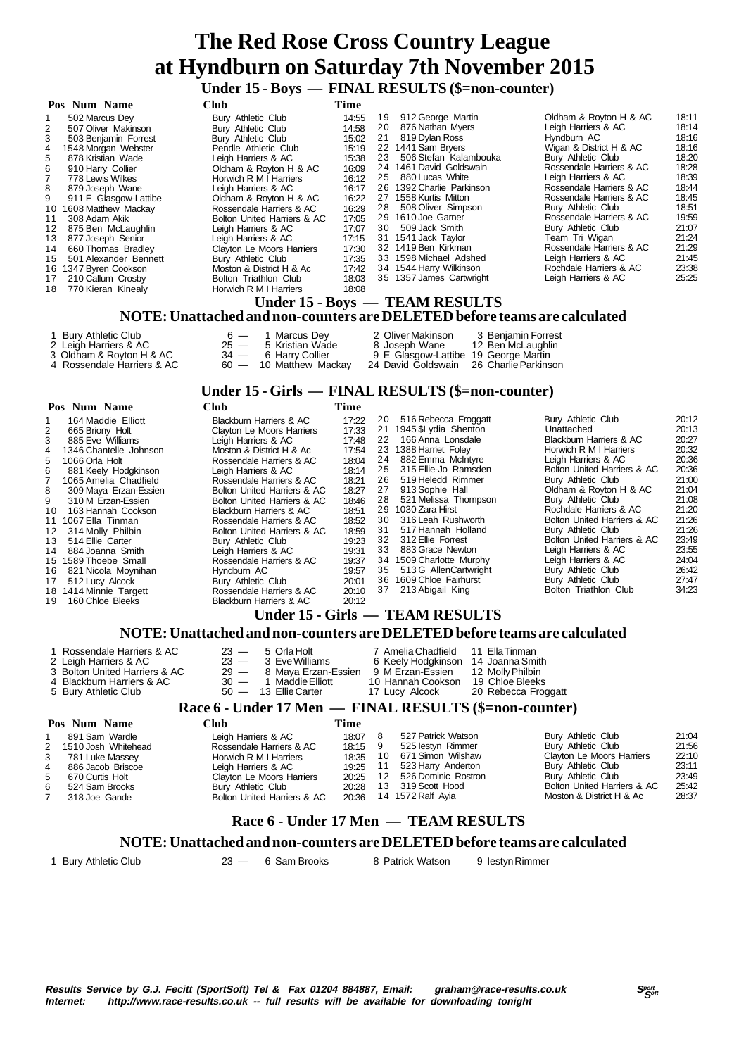# The Red Rose Cross Country League at Hyndburn on Saturday 7th November 2015

## Under 15 - Boys — FINAL RESULTS ($=non-counter)

| Pos | Num | Name | Club | Time |
|---|---|---|---|---|
| 1 | 502 | Marcus Dey | Bury Athletic Club | 14:55 |
| 2 | 507 | Oliver Makinson | Bury Athletic Club | 14:58 |
| 3 | 503 | Benjamin Forrest | Bury Athletic Club | 15:02 |
| 4 | 1548 | Morgan Webster | Pendle Athletic Club | 15:19 |
| 5 | 878 | Kristian Wade | Leigh Harriers & AC | 15:38 |
| 6 | 910 | Harry Collier | Oldham & Royton H & AC | 16:09 |
| 7 | 778 | Lewis Wilkes | Horwich R M I Harriers | 16:12 |
| 8 | 879 | Joseph Wane | Leigh Harriers & AC | 16:17 |
| 9 | 911 | E Glasgow-Lattibe | Oldham & Royton H & AC | 16:22 |
| 10 | 1608 | Matthew Mackay | Rossendale Harriers & AC | 16:29 |
| 11 | 308 | Adam Akik | Bolton United Harriers & AC | 17:05 |
| 12 | 875 | Ben McLaughlin | Leigh Harriers & AC | 17:07 |
| 13 | 877 | Joseph Senior | Leigh Harriers & AC | 17:15 |
| 14 | 660 | Thomas Bradley | Clayton Le Moors Harriers | 17:30 |
| 15 | 501 | Alexander Bennett | Bury Athletic Club | 17:35 |
| 16 | 1347 | Byren Cookson | Moston & District H & Ac | 17:42 |
| 17 | 210 | Callum Crosby | Bolton Triathlon Club | 18:03 |
| 18 | 770 | Kieran Kinealy | Horwich R M I Harriers | 18:08 |
| 19 | 912 | George Martin | Oldham & Royton H & AC | 18:11 |
| 20 | 876 | Nathan Myers | Leigh Harriers & AC | 18:14 |
| 21 | 819 | Dylan Ross | Hyndburn AC | 18:16 |
| 22 | 1441 | Sam Bryers | Wigan & District H & AC | 18:16 |
| 23 | 506 | Stefan Kalambouka | Bury Athletic Club | 18:20 |
| 24 | 1461 | David Goldswain | Rossendale Harriers & AC | 18:28 |
| 25 | 880 | Lucas White | Leigh Harriers & AC | 18:39 |
| 26 | 1392 | Charlie Parkinson | Rossendale Harriers & AC | 18:44 |
| 27 | 1558 | Kurtis Mitton | Rossendale Harriers & AC | 18:45 |
| 28 | 508 | Oliver Simpson | Bury Athletic Club | 18:51 |
| 29 | 1610 | Joe Garner | Rossendale Harriers & AC | 19:59 |
| 30 | 509 | Jack Smith | Bury Athletic Club | 21:07 |
| 31 | 1541 | Jack Taylor | Team Tri Wigan | 21:24 |
| 32 | 1419 | Ben Kirkman | Rossendale Harriers & AC | 21:29 |
| 33 | 1598 | Michael Adshed | Leigh Harriers & AC | 21:45 |
| 34 | 1544 | Harry Wilkinson | Rochdale Harriers & AC | 23:38 |
| 35 | 1357 | James Cartwright | Leigh Harriers & AC | 25:25 |

## Under 15 - Boys — TEAM RESULTS

### NOTE: Unattached and non-counters are DELETED before teams are calculated

| | Team | Points | | | |
|---|---|---|---|---|---|
| 1 | Bury Athletic Club | 6 | 1 Marcus Dey | 2 Oliver Makinson | 3 Benjamin Forrest |
| 2 | Leigh Harriers & AC | 25 | 5 Kristian Wade | 8 Joseph Wane | 12 Ben McLaughlin |
| 3 | Oldham & Royton H & AC | 34 | 6 Harry Collier | 9 E Glasgow-Lattibe | 19 George Martin |
| 4 | Rossendale Harriers & AC | 60 | 10 Matthew Mackay | 24 David Goldswain | 26 Charlie Parkinson |

## Under 15 - Girls — FINAL RESULTS ($=non-counter)

| Pos | Num | Name | Club | Time |
|---|---|---|---|---|
| 1 | 164 | Maddie Elliott | Blackburn Harriers & AC | 17:22 |
| 2 | 665 | Briony Holt | Clayton Le Moors Harriers | 17:33 |
| 3 | 885 | Eve Williams | Leigh Harriers & AC | 17:48 |
| 4 | 1346 | Chantelle Johnson | Moston & District H & Ac | 17:54 |
| 5 | 1066 | Orla Holt | Rossendale Harriers & AC | 18:04 |
| 6 | 881 | Keely Hodgkinson | Leigh Harriers & AC | 18:14 |
| 7 | 1065 | Amelia Chadfield | Rossendale Harriers & AC | 18:21 |
| 8 | 309 | Maya Erzan-Essien | Bolton United Harriers & AC | 18:27 |
| 9 | 310 | M Erzan-Essien | Bolton United Harriers & AC | 18:46 |
| 10 | 163 | Hannah Cookson | Blackburn Harriers & AC | 18:51 |
| 11 | 1067 | Ella Tinman | Rossendale Harriers & AC | 18:52 |
| 12 | 314 | Molly Philbin | Bolton United Harriers & AC | 18:59 |
| 13 | 514 | Ellie Carter | Bury Athletic Club | 19:23 |
| 14 | 884 | Joanna Smith | Leigh Harriers & AC | 19:31 |
| 15 | 1589 | Thoebe Small | Rossendale Harriers & AC | 19:37 |
| 16 | 821 | Nicola Moynihan | Hyndburn AC | 19:57 |
| 17 | 512 | Lucy Alcock | Bury Athletic Club | 20:01 |
| 18 | 1414 | Minnie Targett | Rossendale Harriers & AC | 20:10 |
| 19 | 160 | Chloe Bleeks | Blackburn Harriers & AC | 20:12 |
| 20 | 516 | Rebecca Froggatt | Bury Athletic Club | 20:12 |
| 21 | 1945 | $Lydia Shenton | Unattached | 20:13 |
| 22 | 166 | Anna Lonsdale | Blackburn Harriers & AC | 20:27 |
| 23 | 1388 | Harriet Foley | Horwich R M I Harriers | 20:32 |
| 24 | 882 | Emma McIntyre | Leigh Harriers & AC | 20:36 |
| 25 | 315 | Ellie-Jo Ramsden | Bolton United Harriers & AC | 20:36 |
| 26 | 519 | Heledd Rimmer | Bury Athletic Club | 21:00 |
| 27 | 913 | Sophie Hall | Oldham & Royton H & AC | 21:04 |
| 28 | 521 | Melissa Thompson | Bury Athletic Club | 21:08 |
| 29 | 1030 | Zara Hirst | Rochdale Harriers & AC | 21:20 |
| 30 | 316 | Leah Rushworth | Bolton United Harriers & AC | 21:26 |
| 31 | 517 | Hannah Holland | Bury Athletic Club | 21:26 |
| 32 | 312 | Ellie Forrest | Bolton United Harriers & AC | 23:49 |
| 33 | 883 | Grace Newton | Leigh Harriers & AC | 23:55 |
| 34 | 1509 | Charlotte Murphy | Leigh Harriers & AC | 24:04 |
| 35 | 513 | G AllenCartwright | Bury Athletic Club | 26:42 |
| 36 | 1609 | Chloe Fairhurst | Bury Athletic Club | 27:47 |
| 37 | 213 | Abigail King | Bolton Triathlon Club | 34:23 |

## Under 15 - Girls — TEAM RESULTS

### NOTE: Unattached and non-counters are DELETED before teams are calculated

| | Team | Points | | | |
|---|---|---|---|---|---|
| 1 | Rossendale Harriers & AC | 23 | 5 Orla Holt | 7 Amelia Chadfield | 11 Ella Tinman |
| 2 | Leigh Harriers & AC | 23 | 3 Eve Williams | 6 Keely Hodgkinson | 14 Joanna Smith |
| 3 | Bolton United Harriers & AC | 29 | 8 Maya Erzan-Essien | 9 M Erzan-Essien | 12 Molly Philbin |
| 4 | Blackburn Harriers & AC | 30 | 1 Maddie Elliott | 10 Hannah Cookson | 19 Chloe Bleeks |
| 5 | Bury Athletic Club | 50 | 13 Ellie Carter | 17 Lucy Alcock | 20 Rebecca Froggatt |

## Race 6 - Under 17 Men — FINAL RESULTS ($=non-counter)

| Pos | Num | Name | Club | Time |
|---|---|---|---|---|
| 1 | 891 | Sam Wardle | Leigh Harriers & AC | 18:07 |
| 2 | 1510 | Josh Whitehead | Rossendale Harriers & AC | 18:15 |
| 3 | 781 | Luke Massey | Horwich R M I Harriers | 18:35 |
| 4 | 886 | Jacob Briscoe | Leigh Harriers & AC | 19:25 |
| 5 | 670 | Curtis Holt | Clayton Le Moors Harriers | 20:25 |
| 6 | 524 | Sam Brooks | Bury Athletic Club | 20:28 |
| 7 | 318 | Joe Gande | Bolton United Harriers & AC | 20:36 |
| 8 | 527 | Patrick Watson | Bury Athletic Club | 21:04 |
| 9 | 525 | Iestyn Rimmer | Bury Athletic Club | 21:56 |
| 10 | 671 | Simon Wilshaw | Clayton Le Moors Harriers | 22:10 |
| 11 | 523 | Harry Anderton | Bury Athletic Club | 23:11 |
| 12 | 526 | Dominic Rostron | Bury Athletic Club | 23:49 |
| 13 | 319 | Scott Hood | Bolton United Harriers & AC | 25:42 |
| 14 | 1572 | Ralf Ayia | Moston & District H & Ac | 28:37 |

## Race 6 - Under 17 Men — TEAM RESULTS

### NOTE: Unattached and non-counters are DELETED before teams are calculated

| | Team | Points | | | |
|---|---|---|---|---|---|
| 1 | Bury Athletic Club | 23 | 6 Sam Brooks | 8 Patrick Watson | 9 Iestyn Rimmer |

***Results Service by G.J. Fecitt (SportSoft) Tel & Fax 01204 884887, Email: graham@race-results.co.uk***
***Internet: http://www.race-results.co.uk -- full results will be available for downloading tonight***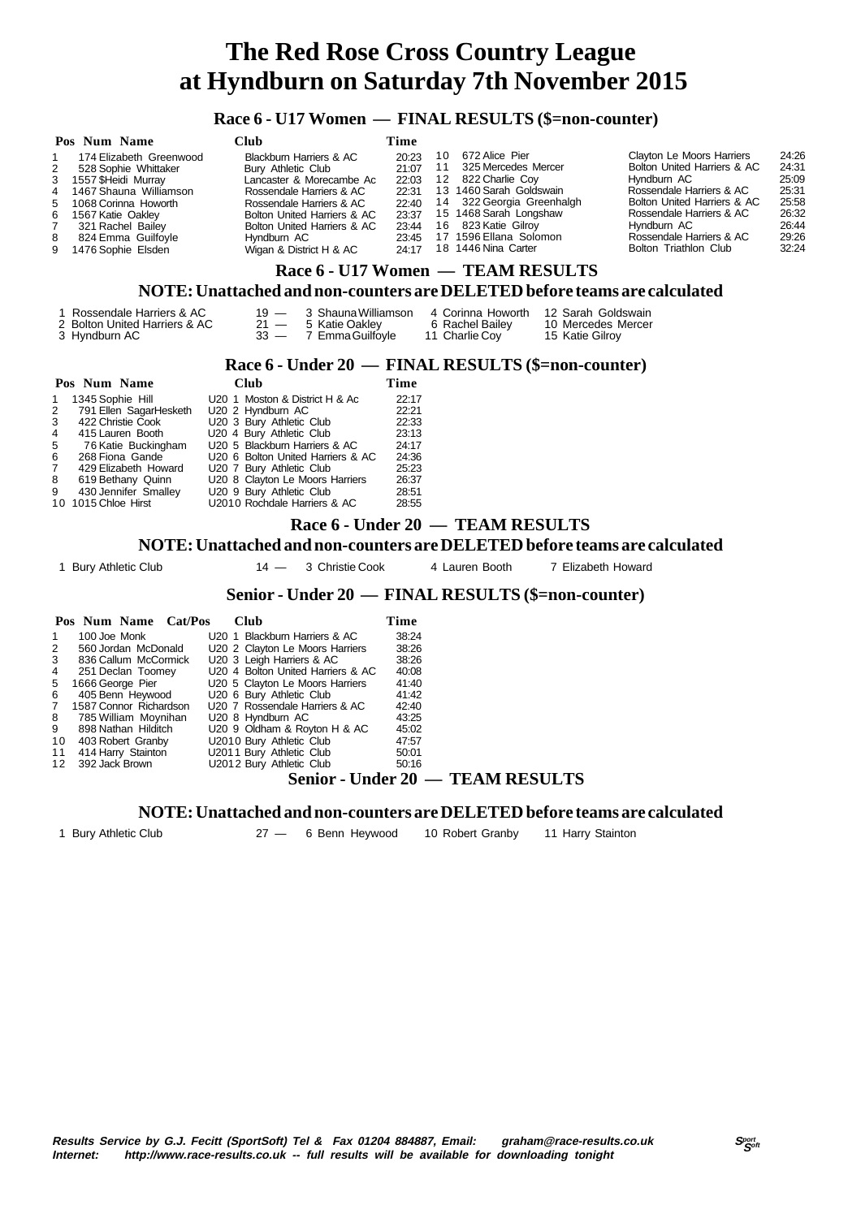# The Red Rose Cross Country League
# at Hyndburn on Saturday 7th November 2015

## Race 6 - U17 Women — FINAL RESULTS ($=non-counter)

| Pos | Num | Name | Club | Time |
|---|---|---|---|---|
| 1 | 174 | Elizabeth Greenwood | Blackburn Harriers & AC | 20:23 |
| 2 | 528 | Sophie Whittaker | Bury Athletic Club | 21:07 |
| 3 | 1557 | $Heidi Murray | Lancaster & Morecambe Ac | 22:03 |
| 4 | 1467 | Shauna Williamson | Rossendale Harriers & AC | 22:31 |
| 5 | 1068 | Corinna Howorth | Rossendale Harriers & AC | 22:40 |
| 6 | 1567 | Katie Oakley | Bolton United Harriers & AC | 23:37 |
| 7 | 321 | Rachel Bailey | Bolton United Harriers & AC | 23:44 |
| 8 | 824 | Emma Guilfoyle | Hyndburn AC | 23:45 |
| 9 | 1476 | Sophie Elsden | Wigan & District H & AC | 24:17 |
| 10 | 672 | Alice Pier | Clayton Le Moors Harriers | 24:26 |
| 11 | 325 | Mercedes Mercer | Bolton United Harriers & AC | 24:31 |
| 12 | 822 | Charlie Coy | Hyndburn AC | 25:09 |
| 13 | 1460 | Sarah Goldswain | Rossendale Harriers & AC | 25:31 |
| 14 | 322 | Georgia Greenhalgh | Bolton United Harriers & AC | 25:58 |
| 15 | 1468 | Sarah Longshaw | Rossendale Harriers & AC | 26:32 |
| 16 | 823 | Katie Gilroy | Hyndburn AC | 26:44 |
| 17 | 1596 | Ellana Solomon | Rossendale Harriers & AC | 29:26 |
| 18 | 1446 | Nina Carter | Bolton Triathlon Club | 32:24 |

## Race 6 - U17 Women — TEAM RESULTS

### NOTE: Unattached and non-counters are DELETED before teams are calculated

| Pos | Club | Points | | | |
|---|---|---|---|---|---|
| 1 | Rossendale Harriers & AC | 19 — | 3 Shauna Williamson | 4 Corinna Howorth | 12 Sarah Goldswain |
| 2 | Bolton United Harriers & AC | 21 — | 5 Katie Oakley | 6 Rachel Bailey | 10 Mercedes Mercer |
| 3 | Hyndburn AC | 33 — | 7 Emma Guilfoyle | 11 Charlie Coy | 15 Katie Gilroy |

## Race 6 - Under 20 — FINAL RESULTS ($=non-counter)

| Pos | Num | Name | Club | Time |
|---|---|---|---|---|
| 1 | 1345 | Sophie Hill | U20 1 Moston & District H & Ac | 22:17 |
| 2 | 791 | Ellen SagarHesketh | U20 2 Hyndburn AC | 22:21 |
| 3 | 422 | Christie Cook | U20 3 Bury Athletic Club | 22:33 |
| 4 | 415 | Lauren Booth | U20 4 Bury Athletic Club | 23:13 |
| 5 | 76 | Katie Buckingham | U20 5 Blackburn Harriers & AC | 24:17 |
| 6 | 268 | Fiona Gande | U20 6 Bolton United Harriers & AC | 24:36 |
| 7 | 429 | Elizabeth Howard | U20 7 Bury Athletic Club | 25:23 |
| 8 | 619 | Bethany Quinn | U20 8 Clayton Le Moors Harriers | 26:37 |
| 9 | 430 | Jennifer Smalley | U20 9 Bury Athletic Club | 28:51 |
| 10 | 1015 | Chloe Hirst | U2010 Rochdale Harriers & AC | 28:55 |

## Race 6 - Under 20 — TEAM RESULTS

### NOTE: Unattached and non-counters are DELETED before teams are calculated

| Pos | Club | Points | | | |
|---|---|---|---|---|---|
| 1 | Bury Athletic Club | 14 — | 3 Christie Cook | 4 Lauren Booth | 7 Elizabeth Howard |

## Senior - Under 20 — FINAL RESULTS ($=non-counter)

| Pos | Num | Name | Cat/Pos | Club | Time |
|---|---|---|---|---|---|
| 1 | 100 | Joe Monk | U20 1 | Blackburn Harriers & AC | 38:24 |
| 2 | 560 | Jordan McDonald | U20 2 | Clayton Le Moors Harriers | 38:26 |
| 3 | 836 | Callum McCormick | U20 3 | Leigh Harriers & AC | 38:26 |
| 4 | 251 | Declan Toomey | U20 4 | Bolton United Harriers & AC | 40:08 |
| 5 | 1666 | George Pier | U20 5 | Clayton Le Moors Harriers | 41:40 |
| 6 | 405 | Benn Heywood | U20 6 | Bury Athletic Club | 41:42 |
| 7 | 1587 | Connor Richardson | U20 7 | Rossendale Harriers & AC | 42:40 |
| 8 | 785 | William Moynihan | U20 8 | Hyndburn AC | 43:25 |
| 9 | 898 | Nathan Hilditch | U20 9 | Oldham & Royton H & AC | 45:02 |
| 10 | 403 | Robert Granby | U2010 | Bury Athletic Club | 47:57 |
| 11 | 414 | Harry Stainton | U2011 | Bury Athletic Club | 50:01 |
| 12 | 392 | Jack Brown | U2012 | Bury Athletic Club | 50:16 |

## Senior - Under 20 — TEAM RESULTS

### NOTE: Unattached and non-counters are DELETED before teams are calculated

| Pos | Club | Points | | | |
|---|---|---|---|---|---|
| 1 | Bury Athletic Club | 27 — | 6 Benn Heywood | 10 Robert Granby | 11 Harry Stainton |

***Results Service by G.J. Fecitt (SportSoft) Tel & Fax 01204 884887, Email: graham@race-results.co.uk***
***Internet: http://www.race-results.co.uk -- full results will be available for downloading tonight***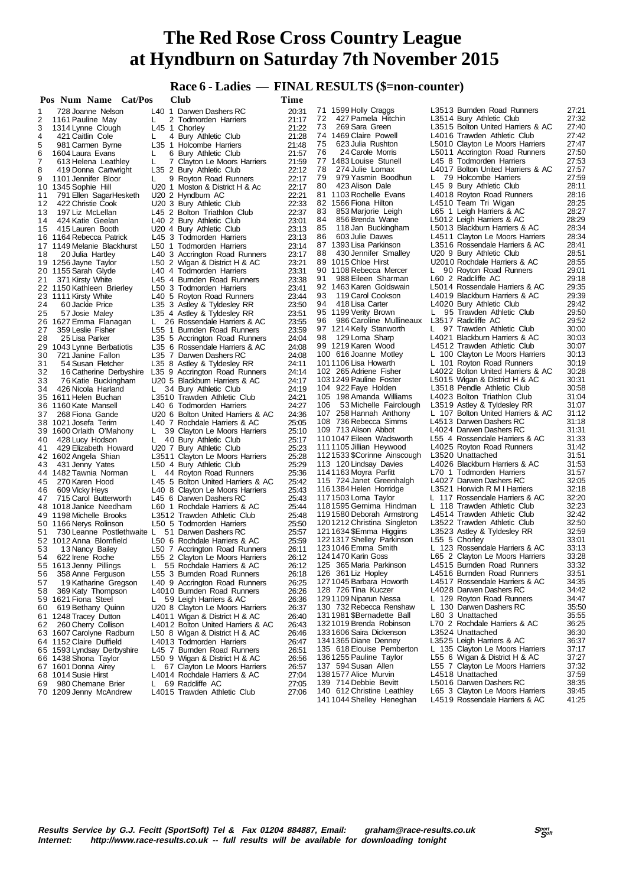# The Red Rose Cross Country League at Hyndburn on Saturday 7th November 2015

## Race 6 - Ladies — FINAL RESULTS ($=non-counter)

| Pos | Num | Name | Cat/Pos | Club | Time |
|---|---|---|---|---|---|
| 1 | 728 | Joanne Nelson | L40 1 | Darwen Dashers RC | 20:31 |
| 2 | 1161 | Pauline May | L 2 | Todmorden Harriers | 21:17 |
| 3 | 1314 | Lynne Clough | L45 1 | Chorley | 21:22 |
| 4 | 421 | Caitlin Cole | L 4 | Bury Athletic Club | 21:28 |
| 5 | 981 | Carmen Byrne | L35 1 | Holcombe Harriers | 21:48 |
| 6 | 1604 | Laura Evans | L 6 | Bury Athletic Club | 21:57 |
| 7 | 613 | Helena Leathley | L 7 | Clayton Le Moors Harriers | 21:59 |
| 8 | 419 | Donna Cartwright | L35 2 | Bury Athletic Club | 22:12 |
| 9 | 1101 | Jennifer Bloor | L 9 | Royton Road Runners | 22:17 |
| 10 | 1345 | Sophie Hill | U20 1 | Moston & District H & Ac | 22:17 |
| 11 | 791 | Ellen SagarHesketh | U20 2 | Hyndburn AC | 22:21 |
| 12 | 422 | Christie Cook | U20 3 | Bury Athletic Club | 22:33 |
| 13 | 197 | Liz McLellan | L45 2 | Bolton Triathlon Club | 22:37 |
| 14 | 424 | Katie Geelan | L40 2 | Bury Athletic Club | 23:01 |
| 15 | 415 | Lauren Booth | U20 4 | Bury Athletic Club | 23:13 |
| 16 | 1164 | Rebecca Patrick | L45 3 | Todmorden Harriers | 23:13 |
| 17 | 1149 | Melanie Blackhurst | L50 1 | Todmorden Harriers | 23:14 |
| 18 | 20 | Julia Hartley | L40 3 | Accrington Road Runners | 23:17 |
| 19 | 1256 | Jayne Taylor | L50 2 | Wigan & District H & AC | 23:21 |
| 20 | 1155 | Sarah Glyde | L40 4 | Todmorden Harriers | 23:31 |
| 21 | 371 | Kirsty White | L45 4 | Burnden Road Runners | 23:38 |
| 22 | 1150 | Kathleen Brierley | L50 3 | Todmorden Harriers | 23:41 |
| 23 | 1111 | Kirsty White | L40 5 | Royton Road Runners | 23:44 |
| 24 | 60 | Jackie Price | L35 3 | Astley & Tyldesley RR | 23:50 |
| 25 | 57 | Josie Maley | L35 4 | Astley & Tyldesley RR | 23:51 |
| 26 | 1627 | Emma Flanagan | L 26 | Rossendale Harriers & AC | 23:55 |
| 27 | 359 | Leslie Fisher | L55 1 | Burnden Road Runners | 23:59 |
| 28 | 25 | Lisa Parker | L35 5 | Accrington Road Runners | 24:04 |
| 29 | 1043 | Lynne Berbatiotis | L35 6 | Rossendale Harriers & AC | 24:08 |
| 30 | 721 | Janine Fallon | L35 7 | Darwen Dashers RC | 24:08 |
| 31 | 54 | Susan Fletcher | L35 8 | Astley & Tyldesley RR | 24:11 |
| 32 | 16 | Catherine Derbyshire | L35 9 | Accrington Road Runners | 24:14 |
| 33 | 76 | Katie Buckingham | U20 5 | Blackburn Harriers & AC | 24:17 |
| 34 | 426 | Nicola Harland | L 34 | Bury Athletic Club | 24:19 |
| 35 | 1611 | Helen Buchan | L3510 | Trawden Athletic Club | 24:21 |
| 36 | 1160 | Kate Mansell | L40 6 | Todmorden Harriers | 24:27 |
| 37 | 268 | Fiona Gande | U20 6 | Bolton United Harriers & AC | 24:36 |
| 38 | 1021 | Josefa Terim | L40 7 | Rochdale Harriers & AC | 25:05 |
| 39 | 1600 | Orlaith O'Mahony | L 39 | Clayton Le Moors Harriers | 25:10 |
| 40 | 428 | Lucy Hodson | L 40 | Bury Athletic Club | 25:17 |
| 41 | 429 | Elizabeth Howard | U20 7 | Bury Athletic Club | 25:23 |
| 42 | 1602 | Angela Shian | L3511 | Clayton Le Moors Harriers | 25:28 |
| 43 | 431 | Jenny Yates | L50 4 | Bury Athletic Club | 25:29 |
| 44 | 1482 | Tawnia Norman | L 44 | Royton Road Runners | 25:36 |
| 45 | 270 | Karen Hood | L45 5 | Bolton United Harriers & AC | 25:42 |
| 46 | 609 | Vicky Heys | L40 8 | Clayton Le Moors Harriers | 25:43 |
| 47 | 715 | Carol Butterworth | L45 6 | Darwen Dashers RC | 25:43 |
| 48 | 1018 | Janice Needham | L60 1 | Rochdale Harriers & AC | 25:44 |
| 49 | 1198 | Michelle Brooks | L3512 | Trawden Athletic Club | 25:48 |
| 50 | 1166 | Nerys Rolinson | L50 5 | Todmorden Harriers | 25:50 |
| 51 | 730 | Leanne Postlethwaite | L 51 | Darwen Dashers RC | 25:57 |
| 52 | 1012 | Anna Blomfield | L50 6 | Rochdale Harriers & AC | 25:59 |
| 53 | 13 | Nancy Bailey | L50 7 | Accrington Road Runners | 26:11 |
| 54 | 622 | Irene Roche | L55 2 | Clayton Le Moors Harriers | 26:12 |
| 55 | 1613 | Jenny Pillings | L 55 | Rochdale Harriers & AC | 26:12 |
| 56 | 358 | Anne Ferguson | L55 3 | Burnden Road Runners | 26:18 |
| 57 | 19 | Katharine Gregson | L40 9 | Accrington Road Runners | 26:25 |
| 58 | 369 | Katy Thompson | L4010 | Burnden Road Runners | 26:26 |
| 59 | 1621 | Fiona Steel | L 59 | Leigh Harriers & AC | 26:36 |
| 60 | 619 | Bethany Quinn | U20 8 | Clayton Le Moors Harriers | 26:37 |
| 61 | 1248 | Tracey Dutton | L4011 | Wigan & District H & AC | 26:40 |
| 62 | 260 | Cherry Collison | L4012 | Bolton United Harriers & AC | 26:43 |
| 63 | 1607 | Carolyne Radburn | L50 8 | Wigan & District H & AC | 26:46 |
| 64 | 1152 | Claire Duffield | L4013 | Todmorden Harriers | 26:47 |
| 65 | 1593 | Lyndsay Derbyshire | L45 7 | Burnden Road Runners | 26:51 |
| 66 | 1438 | Shona Taylor | L50 9 | Wigan & District H & AC | 26:56 |
| 67 | 1601 | Donna Airey | L 67 | Clayton Le Moors Harriers | 26:57 |
| 68 | 1014 | Susie Hirst | L4014 | Rochdale Harriers & AC | 27:04 |
| 69 | 980 | Chemane Brier | L 69 | Radcliffe AC | 27:05 |
| 70 | 1209 | Jenny McAndrew | L4015 | Trawden Athletic Club | 27:06 |
| 71 | 1599 | Holly Craggs | L3513 | Burnden Road Runners | 27:21 |
| 72 | 427 | Pamela Hitchin | L3514 | Bury Athletic Club | 27:32 |
| 73 | 269 | Sara Green | L3515 | Bolton United Harriers & AC | 27:40 |
| 74 | 1469 | Claire Powell | L4016 | Trawden Athletic Club | 27:42 |
| 75 | 623 | Julia Rushton | L5010 | Clayton Le Moors Harriers | 27:47 |
| 76 | 24 | Carole Morris | L5011 | Accrington Road Runners | 27:50 |
| 77 | 1483 | Louise Stunell | L45 8 | Todmorden Harriers | 27:53 |
| 78 | 274 | Julie Lomax | L4017 | Bolton United Harriers & AC | 27:57 |
| 79 | 979 | Yasmin Boodhun | L 79 | Holcombe Harriers | 27:59 |
| 80 | 423 | Alison Dale | L45 9 | Bury Athletic Club | 28:11 |
| 81 | 1103 | Rochelle Evans | L4018 | Royton Road Runners | 28:16 |
| 82 | 1566 | Fiona Hilton | L4510 | Team Tri Wigan | 28:25 |
| 83 | 853 | Marjorie Leigh | L65 1 | Leigh Harriers & AC | 28:27 |
| 84 | 856 | Brenda Wane | L5012 | Leigh Harriers & AC | 28:29 |
| 85 | 118 | Jan Buckingham | L5013 | Blackburn Harriers & AC | 28:34 |
| 86 | 603 | Julie Dawes | L4511 | Clayton Le Moors Harriers | 28:34 |
| 87 | 1393 | Lisa Parkinson | L3516 | Rossendale Harriers & AC | 28:41 |
| 88 | 430 | Jennifer Smalley | U20 9 | Bury Athletic Club | 28:51 |
| 89 | 1015 | Chloe Hirst | U2010 | Rochdale Harriers & AC | 28:55 |
| 90 | 1108 | Rebecca Mercer | L 90 | Royton Road Runners | 29:01 |
| 91 | 988 | Eileen Sharman | L60 2 | Radcliffe AC | 29:18 |
| 92 | 1463 | Karen Goldswain | L5014 | Rossendale Harriers & AC | 29:35 |
| 93 | 119 | Carol Cookson | L4019 | Blackburn Harriers & AC | 29:39 |
| 94 | 418 | Lisa Carter | L4020 | Bury Athletic Club | 29:42 |
| 95 | 1199 | Verity Brown | L 95 | Trawden Athletic Club | 29:50 |
| 96 | 986 | Caroline Mullineaux | L3517 | Radcliffe AC | 29:52 |
| 97 | 1214 | Kelly Stanworth | L 97 | Trawden Athletic Club | 30:00 |
| 98 | 129 | Lorna Sharp | L4021 | Blackburn Harriers & AC | 30:03 |
| 99 | 1219 | Karen Wood | L4512 | Trawden Athletic Club | 30:07 |
| 100 | 616 | Joanne Motley | L 100 | Clayton Le Moors Harriers | 30:13 |
| 101 | 1106 | Lisa Howarth | L 101 | Royton Road Runners | 30:19 |
| 102 | 265 | Adriene Fisher | L4022 | Bolton United Harriers & AC | 30:28 |
| 103 | 1249 | Pauline Foster | L5015 | Wigan & District H & AC | 30:31 |
| 104 | 922 | Faye Holden | L3518 | Pendle Athletic Club | 30:58 |
| 105 | 198 | Amanda Williams | L4023 | Bolton Triathlon Club | 31:04 |
| 106 | 53 | Michelle Fairclough | L3519 | Astley & Tyldesley RR | 31:07 |
| 107 | 258 | Hannah Anthony | L 107 | Bolton United Harriers & AC | 31:12 |
| 108 | 736 | Rebecca Simms | L4513 | Darwen Dashers RC | 31:18 |
| 109 | 713 | Alison Abbot | L4024 | Darwen Dashers RC | 31:31 |
| 110 | 1047 | Eileen Wadsworth | L55 4 | Rossendale Harriers & AC | 31:33 |
| 111 | 1105 | Jillian Heywood | L4025 | Royton Road Runners | 31:42 |
| 112 | 1533 | $Corinne Ainscough | L3520 | Unattached | 31:51 |
| 113 | 120 | Lindsay Davies | L4026 | Blackburn Harriers & AC | 31:53 |
| 114 | 1163 | Moyra Parfitt | L70 1 | Todmorden Harriers | 31:57 |
| 115 | 724 | Janet Greenhalgh | L4027 | Darwen Dashers RC | 32:05 |
| 116 | 1384 | Helen Horridge | L3521 | Horwich R M I Harriers | 32:18 |
| 117 | 1503 | Lorna Taylor | L 117 | Rossendale Harriers & AC | 32:20 |
| 118 | 1595 | Gemima Hindman | L 118 | Trawden Athletic Club | 32:23 |
| 119 | 1580 | Deborah Armstrong | L4514 | Trawden Athletic Club | 32:42 |
| 120 | 1212 | Christina Singleton | L3522 | Trawden Athletic Club | 32:50 |
| 121 | 1634 | $Emma Higgins | L3523 | Astley & Tyldesley RR | 32:59 |
| 122 | 1317 | Shelley Parkinson | L55 5 | Chorley | 33:01 |
| 123 | 1046 | Emma Smith | L 123 | Rossendale Harriers & AC | 33:13 |
| 124 | 1470 | Karin Goss | L65 2 | Clayton Le Moors Harriers | 33:28 |
| 125 | 365 | Maria Parkinson | L4515 | Burnden Road Runners | 33:32 |
| 126 | 361 | Liz Hopley | L4516 | Burnden Road Runners | 33:51 |
| 127 | 1045 | Barbara Howorth | L4517 | Rossendale Harriers & AC | 34:35 |
| 128 | 726 | Tina Kuczer | L4028 | Darwen Dashers RC | 34:42 |
| 129 | 1107 | Niparun Nessa | L 129 | Royton Road Runners | 34:47 |
| 130 | 732 | Rebecca Renshaw | L 130 | Darwen Dashers RC | 35:50 |
| 131 | 1981 | $Bernadette Ball | L60 3 | Unattached | 35:55 |
| 132 | 1019 | Brenda Robinson | L70 2 | Rochdale Harriers & AC | 36:25 |
| 133 | 1606 | Saira Dickenson | L3524 | Unattached | 36:30 |
| 134 | 1365 | Diane Denney | L3525 | Leigh Harriers & AC | 36:37 |
| 135 | 618 | Elouise Pemberton | L 135 | Clayton Le Moors Harriers | 37:17 |
| 136 | 1255 | Pauline Taylor | L55 6 | Wigan & District H & AC | 37:27 |
| 137 | 594 | Susan Allen | L55 7 | Clayton Le Moors Harriers | 37:32 |
| 138 | 1577 | Alice Murvin | L4518 | Unattached | 37:59 |
| 139 | 714 | Debbie Bevitt | L5016 | Darwen Dashers RC | 38:35 |
| 140 | 612 | Christine Leathley | L65 3 | Clayton Le Moors Harriers | 39:45 |
| 141 | 1044 | Shelley Heneghan | L4519 | Rossendale Harriers & AC | 41:25 |

**Results Service by G.J. Fecitt (SportSoft) Tel & Fax 01204 884887, Email: graham@race-results.co.uk**
**Internet: http://www.race-results.co.uk -- full results will be available for downloading tonight**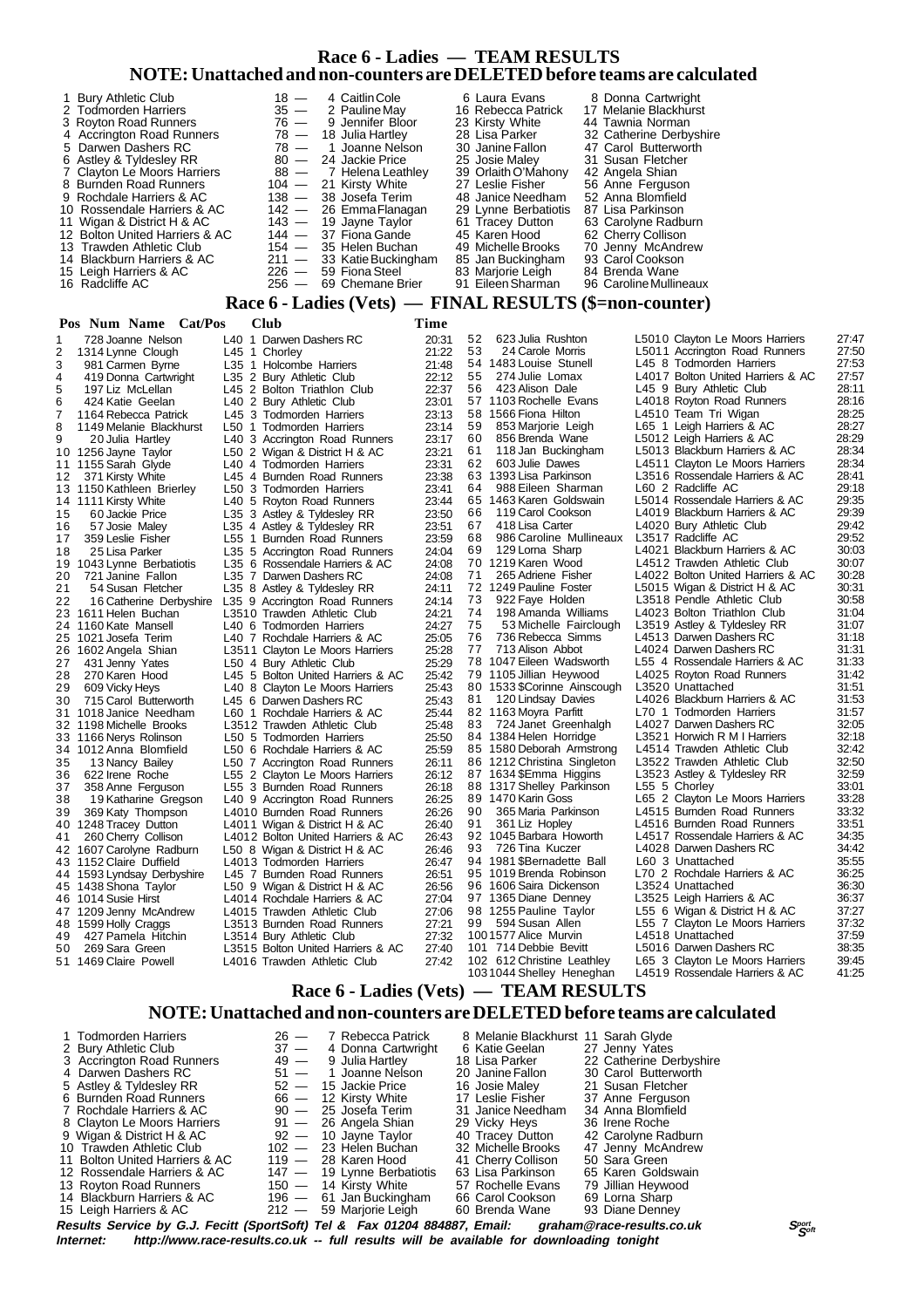# Race 6 - Ladies — TEAM RESULTS

## NOTE: Unattached and non-counters are DELETED before teams are calculated

| Pos | Club | Points | | | |
|---|---|---|---|---|---|
| 1 | Bury Athletic Club | 18 — | 4 Caitlin Cole | 6 Laura Evans | 8 Donna Cartwright |
| 2 | Todmorden Harriers | 35 — | 2 Pauline May | 16 Rebecca Patrick | 17 Melanie Blackhurst |
| 3 | Royton Road Runners | 76 — | 9 Jennifer Bloor | 23 Kirsty White | 44 Tawnia Norman |
| 4 | Accrington Road Runners | 78 — | 18 Julia Hartley | 28 Lisa Parker | 32 Catherine Derbyshire |
| 5 | Darwen Dashers RC | 78 — | 1 Joanne Nelson | 30 Janine Fallon | 47 Carol Butterworth |
| 6 | Astley & Tyldesley RR | 80 — | 24 Jackie Price | 25 Josie Maley | 31 Susan Fletcher |
| 7 | Clayton Le Moors Harriers | 88 — | 7 Helena Leathley | 39 Orlaith O'Mahony | 42 Angela Shian |
| 8 | Burnden Road Runners | 104 — | 21 Kirsty White | 27 Leslie Fisher | 56 Anne Ferguson |
| 9 | Rochdale Harriers & AC | 138 — | 38 Josefa Terim | 48 Janice Needham | 52 Anna Blomfield |
| 10 | Rossendale Harriers & AC | 142 — | 26 Emma Flanagan | 29 Lynne Berbatiotis | 87 Lisa Parkinson |
| 11 | Wigan & District H & AC | 143 — | 19 Jayne Taylor | 61 Tracey Dutton | 63 Carolyne Radburn |
| 12 | Bolton United Harriers & AC | 144 — | 37 Fiona Gande | 45 Karen Hood | 62 Cherry Collison |
| 13 | Trawden Athletic Club | 154 — | 35 Helen Buchan | 49 Michelle Brooks | 70 Jenny McAndrew |
| 14 | Blackburn Harriers & AC | 211 — | 33 Katie Buckingham | 85 Jan Buckingham | 93 Carol Cookson |
| 15 | Leigh Harriers & AC | 226 — | 59 Fiona Steel | 83 Marjorie Leigh | 84 Brenda Wane |
| 16 | Radcliffe AC | 256 — | 69 Chemane Brier | 91 Eileen Sharman | 96 Caroline Mullineaux |

# Race 6 - Ladies (Vets) — FINAL RESULTS ($=non-counter)

| Pos | Num | Name | Cat/Pos | Club | Time |
|---|---|---|---|---|---|
| 1 | 728 | Joanne Nelson | L40 1 | Darwen Dashers RC | 20:31 |
| 2 | 1314 | Lynne Clough | L45 1 | Chorley | 21:22 |
| 3 | 981 | Carmen Byrne | L35 1 | Holcombe Harriers | 21:48 |
| 4 | 419 | Donna Cartwright | L35 2 | Bury Athletic Club | 22:12 |
| 5 | 197 | Liz McLellan | L45 2 | Bolton Triathlon Club | 22:37 |
| 6 | 424 | Katie Geelan | L40 2 | Bury Athletic Club | 23:01 |
| 7 | 1164 | Rebecca Patrick | L45 3 | Todmorden Harriers | 23:13 |
| 8 | 1149 | Melanie Blackhurst | L50 1 | Todmorden Harriers | 23:14 |
| 9 | 20 | Julia Hartley | L40 3 | Accrington Road Runners | 23:17 |
| 10 | 1256 | Jayne Taylor | L50 2 | Wigan & District H & AC | 23:21 |
| 11 | 1155 | Sarah Glyde | L40 4 | Todmorden Harriers | 23:31 |
| 12 | 371 | Kirsty White | L45 4 | Burnden Road Runners | 23:38 |
| 13 | 1150 | Kathleen Brierley | L50 3 | Todmorden Harriers | 23:41 |
| 14 | 1111 | Kirsty White | L40 5 | Royton Road Runners | 23:44 |
| 15 | 60 | Jackie Price | L35 3 | Astley & Tyldesley RR | 23:50 |
| 16 | 57 | Josie Maley | L35 4 | Astley & Tyldesley RR | 23:51 |
| 17 | 359 | Leslie Fisher | L55 1 | Burnden Road Runners | 23:59 |
| 18 | 25 | Lisa Parker | L35 5 | Accrington Road Runners | 24:04 |
| 19 | 1043 | Lynne Berbatiotis | L35 6 | Rossendale Harriers & AC | 24:08 |
| 20 | 721 | Janine Fallon | L35 7 | Darwen Dashers RC | 24:08 |
| 21 | 54 | Susan Fletcher | L35 8 | Astley & Tyldesley RR | 24:11 |
| 22 | 16 | Catherine Derbyshire | L35 9 | Accrington Road Runners | 24:14 |
| 23 | 1611 | Helen Buchan | L3510 | Trawden Athletic Club | 24:21 |
| 24 | 1160 | Kate Mansell | L40 6 | Todmorden Harriers | 24:27 |
| 25 | 1021 | Josefa Terim | L40 7 | Rochdale Harriers & AC | 25:05 |
| 26 | 1602 | Angela Shian | L3511 | Clayton Le Moors Harriers | 25:28 |
| 27 | 431 | Jenny Yates | L50 4 | Bury Athletic Club | 25:29 |
| 28 | 270 | Karen Hood | L45 5 | Bolton United Harriers & AC | 25:42 |
| 29 | 609 | Vicky Heys | L40 8 | Clayton Le Moors Harriers | 25:43 |
| 30 | 715 | Carol Butterworth | L45 6 | Darwen Dashers RC | 25:43 |
| 31 | 1018 | Janice Needham | L60 1 | Rochdale Harriers & AC | 25:44 |
| 32 | 1198 | Michelle Brooks | L3512 | Trawden Athletic Club | 25:48 |
| 33 | 1166 | Nerys Rolinson | L50 5 | Todmorden Harriers | 25:50 |
| 34 | 1012 | Anna Blomfield | L50 6 | Rochdale Harriers & AC | 25:59 |
| 35 | 13 | Nancy Bailey | L50 7 | Accrington Road Runners | 26:11 |
| 36 | 622 | Irene Roche | L55 2 | Clayton Le Moors Harriers | 26:12 |
| 37 | 358 | Anne Ferguson | L55 3 | Burnden Road Runners | 26:18 |
| 38 | 19 | Katharine Gregson | L40 9 | Accrington Road Runners | 26:25 |
| 39 | 369 | Katy Thompson | L4010 | Burnden Road Runners | 26:26 |
| 40 | 1248 | Tracey Dutton | L4011 | Wigan & District H & AC | 26:40 |
| 41 | 260 | Cherry Collison | L4012 | Bolton United Harriers & AC | 26:43 |
| 42 | 1607 | Carolyne Radburn | L50 8 | Wigan & District H & AC | 26:46 |
| 43 | 1152 | Claire Duffield | L4013 | Todmorden Harriers | 26:47 |
| 44 | 1593 | Lyndsay Derbyshire | L45 7 | Burnden Road Runners | 26:51 |
| 45 | 1438 | Shona Taylor | L50 9 | Wigan & District H & AC | 26:56 |
| 46 | 1014 | Susie Hirst | L4014 | Rochdale Harriers & AC | 27:04 |
| 47 | 1209 | Jenny McAndrew | L4015 | Trawden Athletic Club | 27:06 |
| 48 | 1599 | Holly Craggs | L3513 | Burnden Road Runners | 27:21 |
| 49 | 427 | Pamela Hitchin | L3514 | Bury Athletic Club | 27:32 |
| 50 | 269 | Sara Green | L3515 | Bolton United Harriers & AC | 27:40 |
| 51 | 1469 | Claire Powell | L4016 | Trawden Athletic Club | 27:42 |
| 52 | 623 | Julia Rushton | L5010 | Clayton Le Moors Harriers | 27:47 |
| 53 | 24 | Carole Morris | L5011 | Accrington Road Runners | 27:50 |
| 54 | 1483 | Louise Stunell | L45 8 | Todmorden Harriers | 27:53 |
| 55 | 274 | Julie Lomax | L4017 | Bolton United Harriers & AC | 27:57 |
| 56 | 423 | Alison Dale | L45 9 | Bury Athletic Club | 28:11 |
| 57 | 1103 | Rochelle Evans | L4018 | Royton Road Runners | 28:16 |
| 58 | 1566 | Fiona Hilton | L4510 | Team Tri Wigan | 28:25 |
| 59 | 853 | Marjorie Leigh | L65 1 | Leigh Harriers & AC | 28:27 |
| 60 | 856 | Brenda Wane | L5012 | Leigh Harriers & AC | 28:29 |
| 61 | 118 | Jan Buckingham | L5013 | Blackburn Harriers & AC | 28:34 |
| 62 | 603 | Julie Dawes | L4511 | Clayton Le Moors Harriers | 28:34 |
| 63 | 1393 | Lisa Parkinson | L3516 | Rossendale Harriers & AC | 28:41 |
| 64 | 988 | Eileen Sharman | L60 2 | Radcliffe AC | 29:18 |
| 65 | 1463 | Karen Goldswain | L5014 | Rossendale Harriers & AC | 29:35 |
| 66 | 119 | Carol Cookson | L4019 | Blackburn Harriers & AC | 29:39 |
| 67 | 418 | Lisa Carter | L4020 | Bury Athletic Club | 29:42 |
| 68 | 986 | Caroline Mullineaux | L3517 | Radcliffe AC | 29:52 |
| 69 | 129 | Lorna Sharp | L4021 | Blackburn Harriers & AC | 30:03 |
| 70 | 1219 | Karen Wood | L4512 | Trawden Athletic Club | 30:07 |
| 71 | 265 | Adriene Fisher | L4022 | Bolton United Harriers & AC | 30:28 |
| 72 | 1249 | Pauline Foster | L5015 | Wigan & District H & AC | 30:31 |
| 73 | 922 | Faye Holden | L3518 | Pendle Athletic Club | 30:58 |
| 74 | 198 | Amanda Williams | L4023 | Bolton Triathlon Club | 31:04 |
| 75 | 53 | Michelle Fairclough | L3519 | Astley & Tyldesley RR | 31:07 |
| 76 | 736 | Rebecca Simms | L4513 | Darwen Dashers RC | 31:18 |
| 77 | 713 | Alison Abbot | L4024 | Darwen Dashers RC | 31:31 |
| 78 | 1047 | Eileen Wadsworth | L55 4 | Rossendale Harriers & AC | 31:33 |
| 79 | 1105 | Jillian Heywood | L4025 | Royton Road Runners | 31:42 |
| 80 | 1533 | $Corinne Ainscough | L3520 | Unattached | 31:51 |
| 81 | 120 | Lindsay Davies | L4026 | Blackburn Harriers & AC | 31:53 |
| 82 | 1163 | Moyra Parfitt | L70 1 | Todmorden Harriers | 31:57 |
| 83 | 724 | Janet Greenhalgh | L4027 | Darwen Dashers RC | 32:05 |
| 84 | 1384 | Helen Horridge | L3521 | Horwich R M I Harriers | 32:18 |
| 85 | 1580 | Deborah Armstrong | L4514 | Trawden Athletic Club | 32:42 |
| 86 | 1212 | Christina Singleton | L3522 | Trawden Athletic Club | 32:50 |
| 87 | 1634 | $Emma Higgins | L3523 | Astley & Tyldesley RR | 32:59 |
| 88 | 1317 | Shelley Parkinson | L55 5 | Chorley | 33:01 |
| 89 | 1470 | Karin Goss | L65 2 | Clayton Le Moors Harriers | 33:28 |
| 90 | 365 | Maria Parkinson | L4515 | Burnden Road Runners | 33:32 |
| 91 | 361 | Liz Hopley | L4516 | Burnden Road Runners | 33:51 |
| 92 | 1045 | Barbara Howorth | L4517 | Rossendale Harriers & AC | 34:35 |
| 93 | 726 | Tina Kuczer | L4028 | Darwen Dashers RC | 34:42 |
| 94 | 1981 | $Bernadette Ball | L60 3 | Unattached | 35:55 |
| 95 | 1019 | Brenda Robinson | L70 2 | Rochdale Harriers & AC | 36:25 |
| 96 | 1606 | Saira Dickenson | L3524 | Unattached | 36:30 |
| 97 | 1365 | Diane Denney | L3525 | Leigh Harriers & AC | 36:37 |
| 98 | 1255 | Pauline Taylor | L55 6 | Wigan & District H & AC | 37:27 |
| 99 | 594 | Susan Allen | L55 7 | Clayton Le Moors Harriers | 37:32 |
| 100 | 1577 | Alice Murvin | L4518 | Unattached | 37:59 |
| 101 | 714 | Debbie Bevitt | L5016 | Darwen Dashers RC | 38:35 |
| 102 | 612 | Christine Leathley | L65 3 | Clayton Le Moors Harriers | 39:45 |
| 103 | 1044 | Shelley Heneghan | L4519 | Rossendale Harriers & AC | 41:25 |

# Race 6 - Ladies (Vets) — TEAM RESULTS

## NOTE: Unattached and non-counters are DELETED before teams are calculated

| Pos | Club | Points | | | | |
|---|---|---|---|---|---|---|
| 1 | Todmorden Harriers | 26 — | 7 Rebecca Patrick | 8 Melanie Blackhurst | 11 Sarah Glyde | |
| 2 | Bury Athletic Club | 37 — | 4 Donna Cartwright | 6 Katie Geelan | 27 Jenny Yates | |
| 3 | Accrington Road Runners | 49 — | 9 Julia Hartley | 18 Lisa Parker | 22 Catherine Derbyshire | |
| 4 | Darwen Dashers RC | 51 — | 1 Joanne Nelson | 20 Janine Fallon | 30 Carol Butterworth | |
| 5 | Astley & Tyldesley RR | 52 — | 15 Jackie Price | 16 Josie Maley | 21 Susan Fletcher | |
| 6 | Burnden Road Runners | 66 — | 12 Kirsty White | 17 Leslie Fisher | 37 Anne Ferguson | |
| 7 | Rochdale Harriers & AC | 90 — | 25 Josefa Terim | 31 Janice Needham | 34 Anna Blomfield | |
| 8 | Clayton Le Moors Harriers | 91 — | 26 Angela Shian | 29 Vicky Heys | 36 Irene Roche | |
| 9 | Wigan & District H & AC | 92 — | 10 Jayne Taylor | 40 Tracey Dutton | 42 Carolyne Radburn | |
| 10 | Trawden Athletic Club | 102 — | 23 Helen Buchan | 32 Michelle Brooks | 47 Jenny McAndrew | |
| 11 | Bolton United Harriers & AC | 119 — | 28 Karen Hood | 41 Cherry Collison | 50 Sara Green | |
| 12 | Rossendale Harriers & AC | 147 — | 19 Lynne Berbatiotis | 63 Lisa Parkinson | 65 Karen Goldswain | |
| 13 | Royton Road Runners | 150 — | 14 Kirsty White | 57 Rochelle Evans | 79 Jillian Heywood | |
| 14 | Blackburn Harriers & AC | 196 — | 61 Jan Buckingham | 66 Carol Cookson | 69 Lorna Sharp | |
| 15 | Leigh Harriers & AC | 212 — | 59 Marjorie Leigh | 60 Brenda Wane | 93 Diane Denney | |

***Results Service by G.J. Fecitt (SportSoft) Tel & Fax 01204 884887, Email: graham@race-results.co.uk***
***Internet: http://www.race-results.co.uk -- full results will be available for downloading tonight***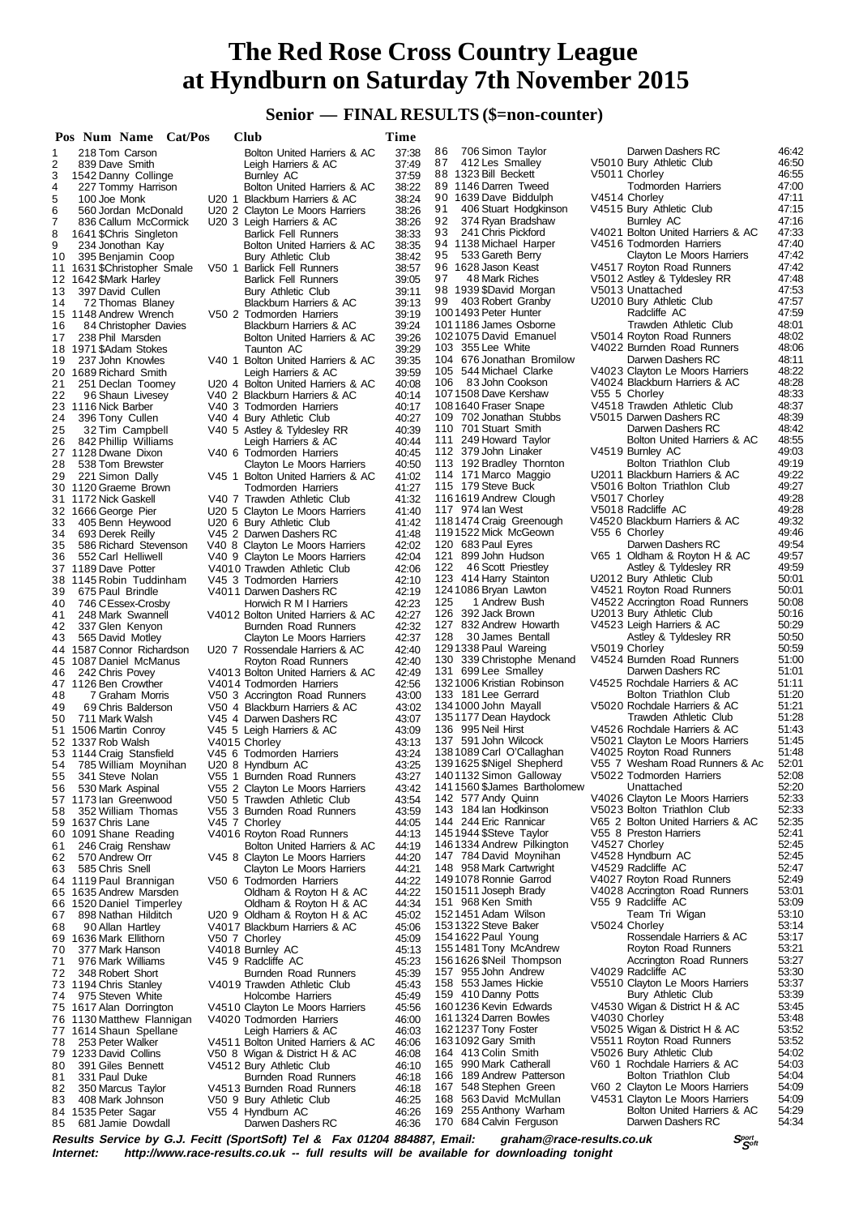# The Red Rose Cross Country League at Hyndburn on Saturday 7th November 2015

## Senior — FINAL RESULTS ($=non-counter)

| Pos | Num | Name | Cat/Pos | Club | Time |
|---|---|---|---|---|---|
| 1 | 218 | Tom Carson | | Bolton United Harriers & AC | 37:38 |
| 2 | 839 | Dave Smith | | Leigh Harriers & AC | 37:49 |
| 3 | 1542 | Danny Collinge | | Burnley AC | 37:59 |
| 4 | 227 | Tommy Harrison | | Bolton United Harriers & AC | 38:22 |
| 5 | 100 | Joe Monk | U20 1 | Blackburn Harriers & AC | 38:24 |
| 6 | 560 | Jordan McDonald | U20 2 | Clayton Le Moors Harriers | 38:26 |
| 7 | 836 | Callum McCormick | U20 3 | Leigh Harriers & AC | 38:26 |
| 8 | 1641 | $Chris Singleton | | Barlick Fell Runners | 38:33 |
| 9 | 234 | Jonothan Kay | | Bolton United Harriers & AC | 38:35 |
| 10 | 395 | Benjamin Coop | | Bury Athletic Club | 38:42 |
| 11 | 1631 | $Christopher Smale | V50 1 | Barlick Fell Runners | 38:57 |
| 12 | 1642 | $Mark Harley | | Barlick Fell Runners | 39:05 |
| 13 | 397 | David Cullen | | Bury Athletic Club | 39:11 |
| 14 | 72 | Thomas Blaney | | Blackburn Harriers & AC | 39:13 |
| 15 | 1148 | Andrew Wrench | V50 2 | Todmorden Harriers | 39:19 |
| 16 | 84 | Christopher Davies | | Blackburn Harriers & AC | 39:24 |
| 17 | 238 | Phil Marsden | | Bolton United Harriers & AC | 39:26 |
| 18 | 1971 | $Adam Stokes | | Taunton AC | 39:29 |
| 19 | 237 | John Knowles | V40 1 | Bolton United Harriers & AC | 39:35 |
| 20 | 1689 | Richard Smith | | Leigh Harriers & AC | 39:59 |
| 21 | 251 | Declan Toomey | U20 4 | Bolton United Harriers & AC | 40:08 |
| 22 | 96 | Shaun Livesey | V40 2 | Blackburn Harriers & AC | 40:14 |
| 23 | 1116 | Nick Barber | V40 3 | Todmorden Harriers | 40:17 |
| 24 | 396 | Tony Cullen | V40 4 | Bury Athletic Club | 40:27 |
| 25 | 32 | Tim Campbell | V40 5 | Astley & Tyldesley RR | 40:39 |
| 26 | 842 | Phillip Williams | | Leigh Harriers & AC | 40:44 |
| 27 | 1128 | Dwane Dixon | V40 6 | Todmorden Harriers | 40:45 |
| 28 | 538 | Tom Brewster | | Clayton Le Moors Harriers | 40:50 |
| 29 | 221 | Simon Dally | V45 1 | Bolton United Harriers & AC | 41:02 |
| 30 | 1120 | Graeme Brown | | Todmorden Harriers | 41:27 |
| 31 | 1172 | Nick Gaskell | V40 7 | Trawden Athletic Club | 41:32 |
| 32 | 1666 | George Pier | U20 5 | Clayton Le Moors Harriers | 41:40 |
| 33 | 405 | Benn Heywood | U20 6 | Bury Athletic Club | 41:42 |
| 34 | 693 | Derek Reilly | V45 2 | Darwen Dashers RC | 41:48 |
| 35 | 586 | Richard Stevenson | V40 8 | Clayton Le Moors Harriers | 42:02 |
| 36 | 552 | Carl Helliwell | V40 9 | Clayton Le Moors Harriers | 42:04 |
| 37 | 1189 | Dave Potter | V40 10 | Trawden Athletic Club | 42:06 |
| 38 | 1145 | Robin Tuddinham | V45 3 | Todmorden Harriers | 42:10 |
| 39 | 675 | Paul Brindle | V40 11 | Darwen Dashers RC | 42:19 |
| 40 | 746 | C Essex-Crosby | | Horwich R M I Harriers | 42:23 |
| 41 | 248 | Mark Swannell | V40 12 | Bolton United Harriers & AC | 42:27 |
| 42 | 337 | Glen Kenyon | | Burnden Road Runners | 42:32 |
| 43 | 565 | David Motley | | Clayton Le Moors Harriers | 42:37 |
| 44 | 1587 | Connor Richardson | U20 7 | Rossendale Harriers & AC | 42:40 |
| 45 | 1087 | Daniel McManus | | Royton Road Runners | 42:40 |
| 46 | 242 | Chris Povey | V40 13 | Bolton United Harriers & AC | 42:49 |
| 47 | 1126 | Ben Crowther | V40 14 | Todmorden Harriers | 42:56 |
| 48 | 7 | Graham Morris | V50 3 | Accrington Road Runners | 43:00 |
| 49 | 69 | Chris Balderson | V50 4 | Blackburn Harriers & AC | 43:02 |
| 50 | 711 | Mark Walsh | V45 4 | Darwen Dashers RC | 43:07 |
| 51 | 1506 | Martin Conroy | V45 5 | Leigh Harriers & AC | 43:09 |
| 52 | 1337 | Rob Walsh | V40 15 | Chorley | 43:13 |
| 53 | 1144 | Craig Stansfield | V45 6 | Todmorden Harriers | 43:24 |
| 54 | 785 | William Moynihan | U20 8 | Hyndburn AC | 43:25 |
| 55 | 341 | Steve Nolan | V55 1 | Burnden Road Runners | 43:27 |
| 56 | 530 | Mark Aspinal | V55 2 | Clayton Le Moors Harriers | 43:42 |
| 57 | 1173 | Ian Greenwood | V50 5 | Trawden Athletic Club | 43:54 |
| 58 | 352 | William Thomas | V55 3 | Burnden Road Runners | 43:59 |
| 59 | 1637 | Chris Lane | V45 7 | Chorley | 44:05 |
| 60 | 1091 | Shane Reading | V40 16 | Royton Road Runners | 44:13 |
| 61 | 246 | Craig Renshaw | | Bolton United Harriers & AC | 44:19 |
| 62 | 570 | Andrew Orr | V45 8 | Clayton Le Moors Harriers | 44:20 |
| 63 | 585 | Chris Snell | | Clayton Le Moors Harriers | 44:21 |
| 64 | 1119 | Paul Brannigan | V50 6 | Todmorden Harriers | 44:22 |
| 65 | 1635 | Andrew Marsden | | Oldham & Royton H & AC | 44:22 |
| 66 | 1520 | Daniel Timperley | | Oldham & Royton H & AC | 44:34 |
| 67 | 898 | Nathan Hilditch | U20 9 | Oldham & Royton H & AC | 45:02 |
| 68 | 90 | Allan Hartley | V40 17 | Blackburn Harriers & AC | 45:06 |
| 69 | 1636 | Mark Ellithorn | V50 7 | Chorley | 45:09 |
| 70 | 377 | Mark Hanson | V40 18 | Burnley AC | 45:13 |
| 71 | 976 | Mark Williams | V45 9 | Radcliffe AC | 45:23 |
| 72 | 348 | Robert Short | | Burnden Road Runners | 45:39 |
| 73 | 1194 | Chris Stanley | V40 19 | Trawden Athletic Club | 45:43 |
| 74 | 975 | Steven White | | Holcombe Harriers | 45:49 |
| 75 | 1617 | Alan Dorrington | V45 10 | Clayton Le Moors Harriers | 45:56 |
| 76 | 1130 | Matthew Flannigan | V40 20 | Todmorden Harriers | 46:00 |
| 77 | 1614 | Shaun Spellane | | Leigh Harriers & AC | 46:03 |
| 78 | 253 | Peter Walker | V45 11 | Bolton United Harriers & AC | 46:06 |
| 79 | 1233 | David Collins | V50 8 | Wigan & District H & AC | 46:08 |
| 80 | 391 | Giles Bennett | V45 12 | Bury Athletic Club | 46:10 |
| 81 | 331 | Paul Duke | | Burnden Road Runners | 46:18 |
| 82 | 350 | Marcus Taylor | V45 13 | Burnden Road Runners | 46:18 |
| 83 | 408 | Mark Johnson | V50 9 | Bury Athletic Club | 46:25 |
| 84 | 1535 | Peter Sagar | V55 4 | Hyndburn AC | 46:26 |
| 85 | 681 | Jamie Dowdall | | Darwen Dashers RC | 46:36 |
| 86 | 706 | Simon Taylor | | Darwen Dashers RC | 46:42 |
| 87 | 412 | Les Smalley | V50 10 | Bury Athletic Club | 46:50 |
| 88 | 1323 | Bill Beckett | V50 11 | Chorley | 46:55 |
| 89 | 1146 | Darren Tweed | | Todmorden Harriers | 47:00 |
| 90 | 1639 | Dave Biddulph | V45 14 | Chorley | 47:11 |
| 91 | 406 | Stuart Hodgkinson | V45 15 | Bury Athletic Club | 47:15 |
| 92 | 374 | Ryan Bradshaw | | Burnley AC | 47:16 |
| 93 | 241 | Chris Pickford | V40 21 | Bolton United Harriers & AC | 47:33 |
| 94 | 1138 | Michael Harper | V45 16 | Todmorden Harriers | 47:40 |
| 95 | 533 | Gareth Berry | | Clayton Le Moors Harriers | 47:42 |
| 96 | 1628 | Jason Keast | V45 17 | Royton Road Runners | 47:42 |
| 97 | 48 | Mark Riches | V50 12 | Astley & Tyldesley RR | 47:48 |
| 98 | 1939 | $David Morgan | V50 13 | Unattached | 47:53 |
| 99 | 403 | Robert Granby | U20 10 | Bury Athletic Club | 47:57 |
| 100 | 1493 | Peter Hunter | | Radcliffe AC | 47:59 |
| 101 | 1186 | James Osborne | | Trawden Athletic Club | 48:01 |
| 102 | 1075 | David Emanuel | V50 14 | Royton Road Runners | 48:02 |
| 103 | 355 | Lee White | V40 22 | Burnden Road Runners | 48:06 |
| 104 | 676 | Jonathan Bromilow | | Darwen Dashers RC | 48:11 |
| 105 | 544 | Michael Clarke | V40 23 | Clayton Le Moors Harriers | 48:22 |
| 106 | 83 | John Cookson | V40 24 | Blackburn Harriers & AC | 48:28 |
| 107 | 1508 | Dave Kershaw | V55 5 | Chorley | 48:33 |
| 108 | 1640 | Fraser Snape | V45 18 | Trawden Athletic Club | 48:37 |
| 109 | 702 | Jonathan Stubbs | V50 15 | Darwen Dashers RC | 48:39 |
| 110 | 701 | Stuart Smith | | Darwen Dashers RC | 48:42 |
| 111 | 249 | Howard Taylor | | Bolton United Harriers & AC | 48:55 |
| 112 | 379 | John Linaker | V45 19 | Burnley AC | 49:03 |
| 113 | 192 | Bradley Thornton | | Bolton Triathlon Club | 49:19 |
| 114 | 171 | Marco Maggio | U20 11 | Blackburn Harriers & AC | 49:22 |
| 115 | 179 | Steve Buck | V50 16 | Bolton Triathlon Club | 49:27 |
| 116 | 1619 | Andrew Clough | V50 17 | Chorley | 49:28 |
| 117 | 974 | Ian West | V50 18 | Radcliffe AC | 49:28 |
| 118 | 1474 | Craig Greenough | V45 20 | Blackburn Harriers & AC | 49:32 |
| 119 | 1522 | Mick McGeown | V55 6 | Chorley | 49:46 |
| 120 | 683 | Paul Eyres | | Darwen Dashers RC | 49:54 |
| 121 | 899 | John Hudson | V65 1 | Oldham & Royton H & AC | 49:57 |
| 122 | 46 | Scott Priestley | | Astley & Tyldesley RR | 49:59 |
| 123 | 414 | Harry Stainton | U20 12 | Bury Athletic Club | 50:01 |
| 124 | 1086 | Bryan Lawton | V45 21 | Royton Road Runners | 50:01 |
| 125 | 1 | Andrew Bush | V45 22 | Accrington Road Runners | 50:08 |
| 126 | 392 | Jack Brown | U20 13 | Bury Athletic Club | 50:16 |
| 127 | 832 | Andrew Howarth | V45 23 | Leigh Harriers & AC | 50:29 |
| 128 | 30 | James Bentall | | Astley & Tyldesley RR | 50:50 |
| 129 | 1338 | Paul Wareing | V50 19 | Chorley | 50:59 |
| 130 | 339 | Christophe Menand | V45 24 | Burnden Road Runners | 51:00 |
| 131 | 699 | Lee Smalley | | Darwen Dashers RC | 51:01 |
| 132 | 1006 | Kristian Robinson | V45 25 | Rochdale Harriers & AC | 51:11 |
| 133 | 181 | Lee Gerrard | | Bolton Triathlon Club | 51:20 |
| 134 | 1000 | John Mayall | V50 20 | Rochdale Harriers & AC | 51:21 |
| 135 | 1177 | Dean Haydock | | Trawden Athletic Club | 51:28 |
| 136 | 995 | Neil Hirst | V45 26 | Rochdale Harriers & AC | 51:43 |
| 137 | 591 | John Wilcock | V50 21 | Clayton Le Moors Harriers | 51:45 |
| 138 | 1089 | Carl O'Callaghan | V40 25 | Royton Road Runners | 51:48 |
| 139 | 1625 | $Nigel Shepherd | V55 7 | Wesham Road Runners & Ac | 52:01 |
| 140 | 1132 | Simon Galloway | V50 22 | Todmorden Harriers | 52:08 |
| 141 | 1560 | $James Bartholomew | | Unattached | 52:20 |
| 142 | 577 | Andy Quinn | V40 26 | Clayton Le Moors Harriers | 52:33 |
| 143 | 184 | Ian Hodkinson | V50 23 | Bolton Triathlon Club | 52:33 |
| 144 | 244 | Eric Rannicar | V65 2 | Bolton United Harriers & AC | 52:35 |
| 145 | 1944 | $Steve Taylor | V55 8 | Preston Harriers | 52:41 |
| 146 | 1334 | Andrew Pilkington | V45 27 | Chorley | 52:45 |
| 147 | 784 | David Moynihan | V45 28 | Hyndburn AC | 52:45 |
| 148 | 958 | Mark Cartwright | V45 29 | Radcliffe AC | 52:47 |
| 149 | 1078 | Ronnie Garrod | V40 27 | Royton Road Runners | 52:49 |
| 150 | 1511 | Joseph Brady | V40 28 | Accrington Road Runners | 53:01 |
| 151 | 968 | Ken Smith | V55 9 | Radcliffe AC | 53:09 |
| 152 | 1451 | Adam Wilson | | Team Tri Wigan | 53:10 |
| 153 | 1322 | Steve Baker | V50 24 | Chorley | 53:14 |
| 154 | 1622 | Paul Young | | Rossendale Harriers & AC | 53:17 |
| 155 | 1481 | Tony McAndrew | | Royton Road Runners | 53:21 |
| 156 | 1626 | $Neil Thompson | | Accrington Road Runners | 53:27 |
| 157 | 955 | John Andrew | V40 29 | Radcliffe AC | 53:30 |
| 158 | 553 | James Hickie | V55 10 | Clayton Le Moors Harriers | 53:37 |
| 159 | 410 | Danny Potts | | Bury Athletic Club | 53:39 |
| 160 | 1236 | Kevin Edwards | V45 30 | Wigan & District H & AC | 53:45 |
| 161 | 1324 | Darren Bowles | V40 30 | Chorley | 53:48 |
| 162 | 1237 | Tony Foster | V50 25 | Wigan & District H & AC | 53:52 |
| 163 | 1092 | Gary Smith | V55 11 | Royton Road Runners | 53:52 |
| 164 | 413 | Colin Smith | V50 26 | Bury Athletic Club | 54:02 |
| 165 | 990 | Mark Catherall | V60 1 | Rochdale Harriers & AC | 54:03 |
| 166 | 189 | Andrew Patterson | | Bolton Triathlon Club | 54:04 |
| 167 | 548 | Stephen Green | V60 2 | Clayton Le Moors Harriers | 54:09 |
| 168 | 563 | David McMullan | V45 31 | Clayton Le Moors Harriers | 54:09 |
| 169 | 255 | Anthony Warham | | Bolton United Harriers & AC | 54:29 |
| 170 | 684 | Calvin Ferguson | | Darwen Dashers RC | 54:34 |

**Results Service by G.J. Fecitt (SportSoft) Tel & Fax 01204 884887, Email: graham@race-results.co.uk**
**Internet: http://www.race-results.co.uk -- full results will be available for downloading tonight**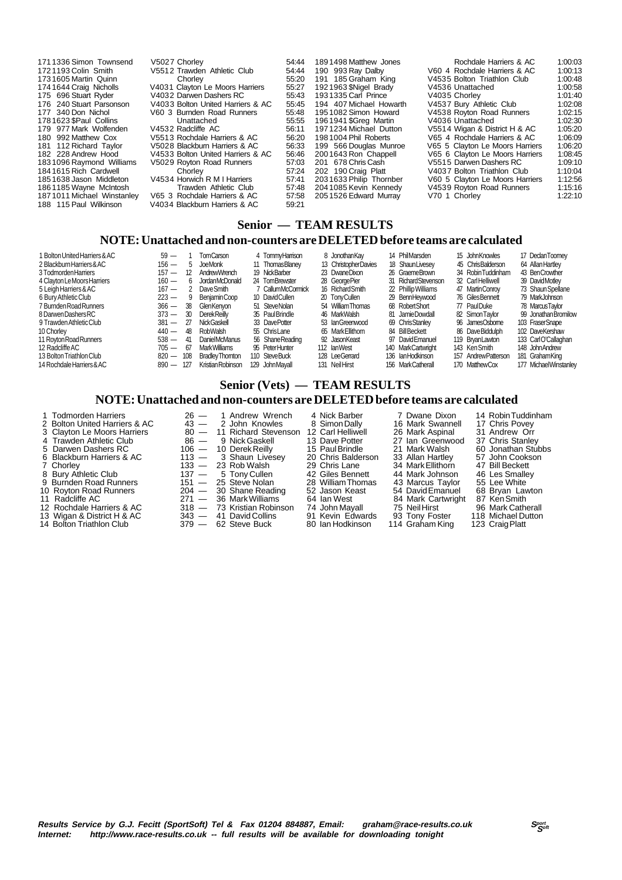| Pos | No | Name | Cat | Club | Time |
|---|---|---|---|---|---|
| 171 | 1336 | Simon Townsend | V50 27 | Chorley | 54:44 |
| 172 | 1193 | Colin Smith | V55 12 | Trawden Athletic Club | 54:44 |
| 173 | 1605 | Martin Quinn | | Chorley | 55:20 |
| 174 | 1644 | Craig Nicholls | V40 31 | Clayton Le Moors Harriers | 55:27 |
| 175 | 696 | Stuart Ryder | V40 32 | Darwen Dashers RC | 55:43 |
| 176 | 240 | Stuart Parsonson | V40 33 | Bolton United Harriers & AC | 55:45 |
| 177 | 340 | Don Nichol | V60 3 | Burnden Road Runners | 55:48 |
| 178 | 1623 | $Paul Collins | | Unattached | 55:55 |
| 179 | 977 | Mark Wolfenden | V45 32 | Radcliffe AC | 56:11 |
| 180 | 992 | Matthew Cox | V55 13 | Rochdale Harriers & AC | 56:20 |
| 181 | 112 | Richard Taylor | V50 28 | Blackburn Harriers & AC | 56:33 |
| 182 | 228 | Andrew Hood | V45 33 | Bolton United Harriers & AC | 56:46 |
| 183 | 1096 | Raymond Williams | V50 29 | Royton Road Runners | 57:03 |
| 184 | 1615 | Rich Cardwell | | Chorley | 57:24 |
| 185 | 1638 | Jason Middleton | V45 34 | Horwich R M I Harriers | 57:41 |
| 186 | 1185 | Wayne McIntosh | | Trawden Athletic Club | 57:48 |
| 187 | 1011 | Michael Winstanley | V65 3 | Rochdale Harriers & AC | 57:58 |
| 188 | 115 | Paul Wilkinson | V40 34 | Blackburn Harriers & AC | 59:21 |
| 189 | 1498 | Matthew Jones | | Rochdale Harriers & AC | 1:00:03 |
| 190 | 993 | Ray Dalby | V60 4 | Rochdale Harriers & AC | 1:00:13 |
| 191 | 185 | Graham King | V45 35 | Bolton Triathlon Club | 1:00:48 |
| 192 | 1963 | $Nigel Brady | V45 36 | Unattached | 1:00:58 |
| 193 | 1335 | Carl Prince | V40 35 | Chorley | 1:01:40 |
| 194 | 407 | Michael Howarth | V45 37 | Bury Athletic Club | 1:02:08 |
| 195 | 1082 | Simon Howard | V45 38 | Royton Road Runners | 1:02:15 |
| 196 | 1941 | $Greg Martin | V40 36 | Unattached | 1:02:30 |
| 197 | 1234 | Michael Dutton | V55 14 | Wigan & District H & AC | 1:05:20 |
| 198 | 1004 | Phil Roberts | V65 4 | Rochdale Harriers & AC | 1:06:09 |
| 199 | 566 | Douglas Munroe | V65 5 | Clayton Le Moors Harriers | 1:06:20 |
| 200 | 1643 | Ron Chappell | V65 6 | Clayton Le Moors Harriers | 1:08:45 |
| 201 | 678 | Chris Cash | V55 15 | Darwen Dashers RC | 1:09:10 |
| 202 | 190 | Craig Platt | V40 37 | Bolton Triathlon Club | 1:10:04 |
| 203 | 1633 | Philip Thornber | V60 5 | Clayton Le Moors Harriers | 1:12:56 |
| 204 | 1085 | Kevin Kennedy | V45 39 | Royton Road Runners | 1:15:16 |
| 205 | 1526 | Edward Murray | V70 1 | Chorley | 1:22:10 |

## Senior — TEAM RESULTS

### NOTE: Unattached and non-counters are DELETED before teams are calculated

| Pos | Team | Pts | 1 | 2 | 3 | 4 | 5 | 6 | 7 |
|---|---|---|---|---|---|---|---|---|---|
| 1 | Bolton United Harriers & AC | 59 — | 1 Tom Carson | 4 Tommy Harrison | 8 Jonothan Kay | 14 Phil Marsden | 15 John Knowles | 17 Declan Toomey | |
| 2 | Blackburn Harriers & AC | 156 — | 5 Joe Monk | 11 Thomas Blaney | 13 Christopher Davies | 18 Shaun Livesey | 45 Chris Balderson | 64 Allan Hartley | |
| 3 | Todmorden Harriers | 157 — | 12 Andrew Wrench | 19 Nick Barber | 23 Dwane Dixon | 26 Graeme Brown | 34 Robin Tuddinham | 43 Ben Crowther | |
| 4 | Clayton Le Moors Harriers | 160 — | 6 Jordan McDonald | 24 Tom Brewster | 28 George Pier | 31 Richard Stevenson | 32 Carl Helliwell | 39 David Motley | |
| 5 | Leigh Harriers & AC | 167 — | 2 Dave Smith | 7 Callum McCormick | 16 Richard Smith | 22 Phillip Williams | 47 Martin Conroy | 73 Shaun Spellane | |
| 6 | Bury Athletic Club | 223 — | 9 Benjamin Coop | 10 David Cullen | 20 Tony Cullen | 29 Benn Heywood | 76 Giles Bennett | 79 Mark Johnson | |
| 7 | Burnden Road Runners | 366 — | 38 Glen Kenyon | 51 Steve Nolan | 54 William Thomas | 68 Robert Short | 77 Paul Duke | 78 Marcus Taylor | |
| 8 | Darwen Dashers RC | 373 — | 30 Derek Reilly | 35 Paul Brindle | 46 Mark Walsh | 81 Jamie Dowdall | 82 Simon Taylor | 99 Jonathan Bromilow | |
| 9 | Trawden Athletic Club | 381 — | 27 Nick Gaskell | 33 Dave Potter | 53 Ian Greenwood | 69 Chris Stanley | 96 James Osborne | 103 Fraser Snape | |
| 10 | Chorley | 440 — | 48 Rob Walsh | 55 Chris Lane | 65 Mark Ellithorn | 84 Bill Beckett | 86 Dave Biddulph | 102 Dave Kershaw | |
| 11 | Royton Road Runners | 538 — | 41 Daniel McManus | 56 Shane Reading | 92 Jason Keast | 97 David Emanuel | 119 Bryan Lawton | 133 Carl O'Callaghan | |
| 12 | Radcliffe AC | 705 — | 67 Mark Williams | 95 Peter Hunter | 112 Ian West | 140 Mark Cartwright | 143 Ken Smith | 148 John Andrew | |
| 13 | Bolton Triathlon Club | 820 — | 108 Bradley Thornton | 110 Steve Buck | 128 Lee Gerrard | 136 Ian Hodkinson | 157 Andrew Patterson | 181 Graham King | |
| 14 | Rochdale Harriers & AC | 890 — | 127 Kristian Robinson | 129 John Mayall | 131 Neil Hirst | 156 Mark Catherall | 170 Matthew Cox | 177 Michael Winstanley | |

## Senior (Vets) — TEAM RESULTS

### NOTE: Unattached and non-counters are DELETED before teams are calculated

| Pos | Team | Pts | 1 | 2 | 3 | 4 |
|---|---|---|---|---|---|---|
| 1 | Todmorden Harriers | 26 — | 1 Andrew Wrench | 4 Nick Barber | 7 Dwane Dixon | 14 Robin Tuddinham |
| 2 | Bolton United Harriers & AC | 43 — | 2 John Knowles | 8 Simon Dally | 16 Mark Swannell | 17 Chris Povey |
| 3 | Clayton Le Moors Harriers | 80 — | 11 Richard Stevenson | 12 Carl Helliwell | 26 Mark Aspinal | 31 Andrew Orr |
| 4 | Trawden Athletic Club | 86 — | 9 Nick Gaskell | 13 Dave Potter | 27 Ian Greenwood | 37 Chris Stanley |
| 5 | Darwen Dashers RC | 106 — | 10 Derek Reilly | 15 Paul Brindle | 21 Mark Walsh | 60 Jonathan Stubbs |
| 6 | Blackburn Harriers & AC | 113 — | 3 Shaun Livesey | 20 Chris Balderson | 33 Allan Hartley | 57 John Cookson |
| 7 | Chorley | 133 — | 23 Rob Walsh | 29 Chris Lane | 34 Mark Ellithorn | 47 Bill Beckett |
| 8 | Bury Athletic Club | 137 — | 5 Tony Cullen | 42 Giles Bennett | 44 Mark Johnson | 46 Les Smalley |
| 9 | Burnden Road Runners | 151 — | 25 Steve Nolan | 28 William Thomas | 43 Marcus Taylor | 55 Lee White |
| 10 | Royton Road Runners | 204 — | 30 Shane Reading | 52 Jason Keast | 54 David Emanuel | 68 Bryan Lawton |
| 11 | Radcliffe AC | 271 — | 36 Mark Williams | 64 Ian West | 84 Mark Cartwright | 87 Ken Smith |
| 12 | Rochdale Harriers & AC | 318 — | 73 Kristian Robinson | 74 John Mayall | 75 Neil Hirst | 96 Mark Catherall |
| 13 | Wigan & District H & AC | 343 — | 41 David Collins | 91 Kevin Edwards | 93 Tony Foster | 118 Michael Dutton |
| 14 | Bolton Triathlon Club | 379 — | 62 Steve Buck | 80 Ian Hodkinson | 114 Graham King | 123 Craig Platt |

***Results Service by G.J. Fecitt (SportSoft) Tel & Fax 01204 884887, Email: graham@race-results.co.uk***
***Internet: http://www.race-results.co.uk -- full results will be available for downloading tonight***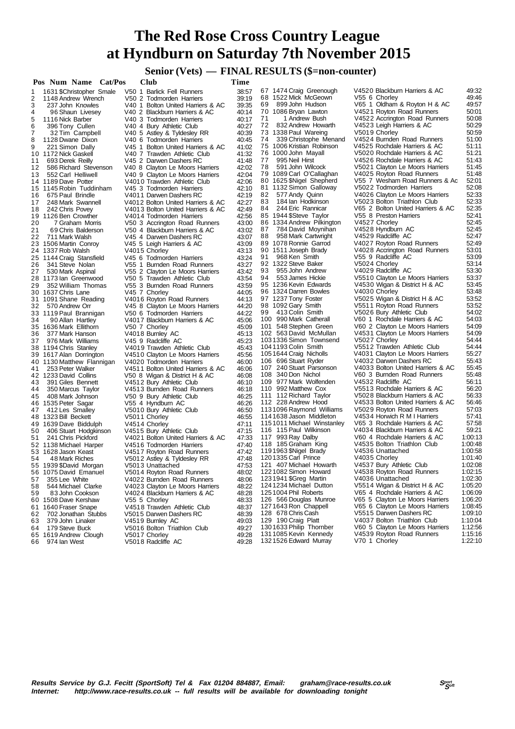# The Red Rose Cross Country League at Hyndburn on Saturday 7th November 2015

## Senior (Vets) — FINAL RESULTS ($=non-counter)

| Pos | Num | Name | Cat/Pos | Club | Time |
|---|---|---|---|---|---|
| 1 | 1631 | $Christopher Smale | V50 1 | Barlick Fell Runners | 38:57 |
| 2 | 1148 | Andrew Wrench | V50 2 | Todmorden Harriers | 39:19 |
| 3 | 237 | John Knowles | V40 1 | Bolton United Harriers & AC | 39:35 |
| 4 | 96 | Shaun Livesey | V40 2 | Blackburn Harriers & AC | 40:14 |
| 5 | 1116 | Nick Barber | V40 3 | Todmorden Harriers | 40:17 |
| 6 | 396 | Tony Cullen | V40 4 | Bury Athletic Club | 40:27 |
| 7 | 32 | Tim Campbell | V40 5 | Astley & Tyldesley RR | 40:39 |
| 8 | 1128 | Dwane Dixon | V40 6 | Todmorden Harriers | 40:45 |
| 9 | 221 | Simon Dally | V45 1 | Bolton United Harriers & AC | 41:02 |
| 10 | 1172 | Nick Gaskell | V40 7 | Trawden Athletic Club | 41:32 |
| 11 | 693 | Derek Reilly | V45 2 | Darwen Dashers RC | 41:48 |
| 12 | 586 | Richard Stevenson | V40 8 | Clayton Le Moors Harriers | 42:02 |
| 13 | 552 | Carl Helliwell | V40 9 | Clayton Le Moors Harriers | 42:04 |
| 14 | 1189 | Dave Potter | V4010 | Trawden Athletic Club | 42:06 |
| 15 | 1145 | Robin Tuddinham | V45 3 | Todmorden Harriers | 42:10 |
| 16 | 675 | Paul Brindle | V4011 | Darwen Dashers RC | 42:19 |
| 17 | 248 | Mark Swannell | V4012 | Bolton United Harriers & AC | 42:27 |
| 18 | 242 | Chris Povey | V4013 | Bolton United Harriers & AC | 42:49 |
| 19 | 1126 | Ben Crowther | V4014 | Todmorden Harriers | 42:56 |
| 20 | 7 | Graham Morris | V50 3 | Accrington Road Runners | 43:00 |
| 21 | 69 | Chris Balderson | V50 4 | Blackburn Harriers & AC | 43:02 |
| 22 | 711 | Mark Walsh | V45 4 | Darwen Dashers RC | 43:07 |
| 23 | 1506 | Martin Conroy | V45 5 | Leigh Harriers & AC | 43:09 |
| 24 | 1337 | Rob Walsh | V4015 | Chorley | 43:13 |
| 25 | 1144 | Craig Stansfield | V45 6 | Todmorden Harriers | 43:24 |
| 26 | 341 | Steve Nolan | V55 1 | Burnden Road Runners | 43:27 |
| 27 | 530 | Mark Aspinal | V55 2 | Clayton Le Moors Harriers | 43:42 |
| 28 | 1173 | Ian Greenwood | V50 5 | Trawden Athletic Club | 43:54 |
| 29 | 352 | William Thomas | V55 3 | Burnden Road Runners | 43:59 |
| 30 | 1637 | Chris Lane | V45 7 | Chorley | 44:05 |
| 31 | 1091 | Shane Reading | V4016 | Royton Road Runners | 44:13 |
| 32 | 570 | Andrew Orr | V45 8 | Clayton Le Moors Harriers | 44:20 |
| 33 | 1119 | Paul Brannigan | V50 6 | Todmorden Harriers | 44:22 |
| 34 | 90 | Allan Hartley | V4017 | Blackburn Harriers & AC | 45:06 |
| 35 | 1636 | Mark Ellithorn | V50 7 | Chorley | 45:09 |
| 36 | 377 | Mark Hanson | V4018 | Burnley AC | 45:13 |
| 37 | 976 | Mark Williams | V45 9 | Radcliffe AC | 45:23 |
| 38 | 1194 | Chris Stanley | V4019 | Trawden Athletic Club | 45:43 |
| 39 | 1617 | Alan Dorrington | V4510 | Clayton Le Moors Harriers | 45:56 |
| 40 | 1130 | Matthew Flannigan | V4020 | Todmorden Harriers | 46:00 |
| 41 | 253 | Peter Walker | V4511 | Bolton United Harriers & AC | 46:06 |
| 42 | 1233 | David Collins | V50 8 | Wigan & District H & AC | 46:08 |
| 43 | 391 | Giles Bennett | V4512 | Bury Athletic Club | 46:10 |
| 44 | 350 | Marcus Taylor | V4513 | Burnden Road Runners | 46:18 |
| 45 | 408 | Mark Johnson | V50 9 | Bury Athletic Club | 46:25 |
| 46 | 1535 | Peter Sagar | V55 4 | Hyndburn AC | 46:26 |
| 47 | 412 | Les Smalley | V5010 | Bury Athletic Club | 46:50 |
| 48 | 1323 | Bill Beckett | V5011 | Chorley | 46:55 |
| 49 | 1639 | Dave Biddulph | V4514 | Chorley | 47:11 |
| 50 | 406 | Stuart Hodgkinson | V4515 | Bury Athletic Club | 47:15 |
| 51 | 241 | Chris Pickford | V4021 | Bolton United Harriers & AC | 47:33 |
| 52 | 1138 | Michael Harper | V4516 | Todmorden Harriers | 47:40 |
| 53 | 1628 | Jason Keast | V4517 | Royton Road Runners | 47:42 |
| 54 | 48 | Mark Riches | V5012 | Astley & Tyldesley RR | 47:48 |
| 55 | 1939 | $David Morgan | V5013 | Unattached | 47:53 |
| 56 | 1075 | David Emanuel | V5014 | Royton Road Runners | 48:02 |
| 57 | 355 | Lee White | V4022 | Burnden Road Runners | 48:06 |
| 58 | 544 | Michael Clarke | V4023 | Clayton Le Moors Harriers | 48:22 |
| 59 | 83 | John Cookson | V4024 | Blackburn Harriers & AC | 48:28 |
| 60 | 1508 | Dave Kershaw | V55 5 | Chorley | 48:33 |
| 61 | 1640 | Fraser Snape | V4518 | Trawden Athletic Club | 48:37 |
| 62 | 702 | Jonathan Stubbs | V5015 | Darwen Dashers RC | 48:39 |
| 63 | 379 | John Linaker | V4519 | Burnley AC | 49:03 |
| 64 | 179 | Steve Buck | V5016 | Bolton Triathlon Club | 49:27 |
| 65 | 1619 | Andrew Clough | V5017 | Chorley | 49:28 |
| 66 | 974 | Ian West | V5018 | Radcliffe AC | 49:28 |
| 67 | 1474 | Craig Greenough | V4520 | Blackburn Harriers & AC | 49:32 |
| 68 | 1522 | Mick McGeown | V55 6 | Chorley | 49:46 |
| 69 | 899 | John Hudson | V65 1 | Oldham & Royton H & AC | 49:57 |
| 70 | 1086 | Bryan Lawton | V4521 | Royton Road Runners | 50:01 |
| 71 | 1 | Andrew Bush | V4522 | Accrington Road Runners | 50:08 |
| 72 | 832 | Andrew Howarth | V4523 | Leigh Harriers & AC | 50:29 |
| 73 | 1338 | Paul Wareing | V5019 | Chorley | 50:59 |
| 74 | 339 | Christophe Menand | V4524 | Burnden Road Runners | 51:00 |
| 75 | 1006 | Kristian Robinson | V4525 | Rochdale Harriers & AC | 51:11 |
| 76 | 1000 | John Mayall | V5020 | Rochdale Harriers & AC | 51:21 |
| 77 | 995 | Neil Hirst | V4526 | Rochdale Harriers & AC | 51:43 |
| 78 | 591 | John Wilcock | V5021 | Clayton Le Moors Harriers | 51:45 |
| 79 | 1089 | Carl O'Callaghan | V4025 | Royton Road Runners | 51:48 |
| 80 | 1625 | $Nigel Shepherd | V55 7 | Wesham Road Runners & Ac | 52:01 |
| 81 | 1132 | Simon Galloway | V5022 | Todmorden Harriers | 52:08 |
| 82 | 577 | Andy Quinn | V4026 | Clayton Le Moors Harriers | 52:33 |
| 83 | 184 | Ian Hodkinson | V5023 | Bolton Triathlon Club | 52:33 |
| 84 | 244 | Eric Rannicar | V65 2 | Bolton United Harriers & AC | 52:35 |
| 85 | 1944 | $Steve Taylor | V55 8 | Preston Harriers | 52:41 |
| 86 | 1334 | Andrew Pilkington | V4527 | Chorley | 52:45 |
| 87 | 784 | David Moynihan | V4528 | Hyndburn AC | 52:45 |
| 88 | 958 | Mark Cartwright | V4529 | Radcliffe AC | 52:47 |
| 89 | 1078 | Ronnie Garrod | V4027 | Royton Road Runners | 52:49 |
| 90 | 1511 | Joseph Brady | V4028 | Accrington Road Runners | 53:01 |
| 91 | 968 | Ken Smith | V55 9 | Radcliffe AC | 53:09 |
| 92 | 1322 | Steve Baker | V5024 | Chorley | 53:14 |
| 93 | 955 | John Andrew | V4029 | Radcliffe AC | 53:30 |
| 94 | 553 | James Hickie | V5510 | Clayton Le Moors Harriers | 53:37 |
| 95 | 1236 | Kevin Edwards | V4530 | Wigan & District H & AC | 53:45 |
| 96 | 1324 | Darren Bowles | V4030 | Chorley | 53:48 |
| 97 | 1237 | Tony Foster | V5025 | Wigan & District H & AC | 53:52 |
| 98 | 1092 | Gary Smith | V5511 | Royton Road Runners | 53:52 |
| 99 | 413 | Colin Smith | V5026 | Bury Athletic Club | 54:02 |
| 100 | 990 | Mark Catherall | V60 1 | Rochdale Harriers & AC | 54:03 |
| 101 | 548 | Stephen Green | V60 2 | Clayton Le Moors Harriers | 54:09 |
| 102 | 563 | David McMullan | V4531 | Clayton Le Moors Harriers | 54:09 |
| 103 | 1336 | Simon Townsend | V5027 | Chorley | 54:44 |
| 104 | 1193 | Colin Smith | V5512 | Trawden Athletic Club | 54:44 |
| 105 | 1644 | Craig Nicholls | V4031 | Clayton Le Moors Harriers | 55:27 |
| 106 | 696 | Stuart Ryder | V4032 | Darwen Dashers RC | 55:43 |
| 107 | 240 | Stuart Parsonson | V4033 | Bolton United Harriers & AC | 55:45 |
| 108 | 340 | Don Nichol | V60 3 | Burnden Road Runners | 55:48 |
| 109 | 977 | Mark Wolfenden | V4532 | Radcliffe AC | 56:11 |
| 110 | 992 | Matthew Cox | V5513 | Rochdale Harriers & AC | 56:20 |
| 111 | 112 | Richard Taylor | V5028 | Blackburn Harriers & AC | 56:33 |
| 112 | 228 | Andrew Hood | V4533 | Bolton United Harriers & AC | 56:46 |
| 113 | 1096 | Raymond Williams | V5029 | Royton Road Runners | 57:03 |
| 114 | 1638 | Jason Middleton | V4534 | Horwich R M I Harriers | 57:41 |
| 115 | 1011 | Michael Winstanley | V65 3 | Rochdale Harriers & AC | 57:58 |
| 116 | 115 | Paul Wilkinson | V4034 | Blackburn Harriers & AC | 59:21 |
| 117 | 993 | Ray Dalby | V60 4 | Rochdale Harriers & AC | 1:00:13 |
| 118 | 185 | Graham King | V4535 | Bolton Triathlon Club | 1:00:48 |
| 119 | 1963 | $Nigel Brady | V4536 | Unattached | 1:00:58 |
| 120 | 1335 | Carl Prince | V4035 | Chorley | 1:01:40 |
| 121 | 407 | Michael Howarth | V4537 | Bury Athletic Club | 1:02:08 |
| 122 | 1082 | Simon Howard | V4538 | Royton Road Runners | 1:02:15 |
| 123 | 1941 | $Greg Martin | V4036 | Unattached | 1:02:30 |
| 124 | 1234 | Michael Dutton | V5514 | Wigan & District H & AC | 1:05:20 |
| 125 | 1004 | Phil Roberts | V65 4 | Rochdale Harriers & AC | 1:06:09 |
| 126 | 566 | Douglas Munroe | V65 5 | Clayton Le Moors Harriers | 1:06:20 |
| 127 | 1643 | Ron Chappell | V65 6 | Clayton Le Moors Harriers | 1:08:45 |
| 128 | 678 | Chris Cash | V5515 | Darwen Dashers RC | 1:09:10 |
| 129 | 190 | Craig Platt | V4037 | Bolton Triathlon Club | 1:10:04 |
| 130 | 1633 | Philip Thornber | V60 5 | Clayton Le Moors Harriers | 1:12:56 |
| 131 | 1085 | Kevin Kennedy | V4539 | Royton Road Runners | 1:15:16 |
| 132 | 1526 | Edward Murray | V70 1 | Chorley | 1:22:10 |

**Results Service by G.J. Fecitt (SportSoft) Tel & Fax 01204 884887, Email: graham@race-results.co.uk**
**Internet: http://www.race-results.co.uk -- full results will be available for downloading tonight**